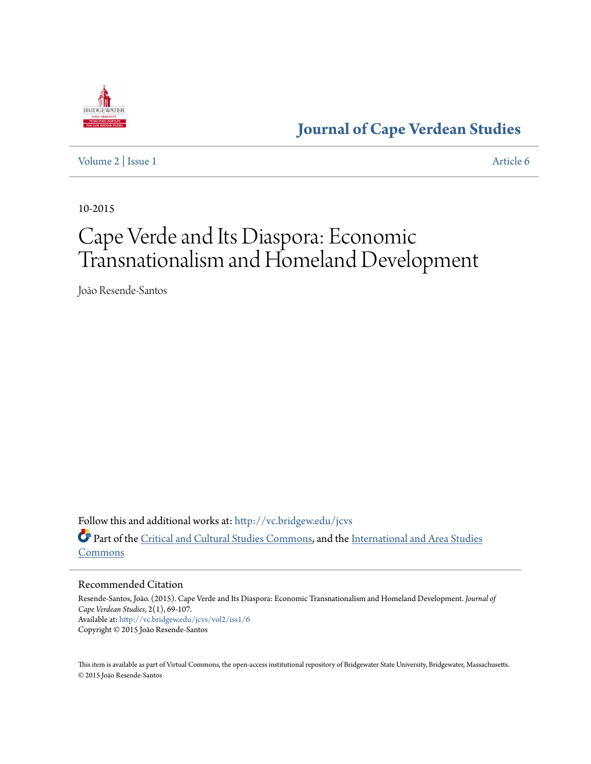# Journal of Cape Verdean Studies

Volume 2 | Issue 1 Article 6

10-2015

# Cape Verde and Its Diaspora: Economic Transnationalism and Homeland Development

João Resende-Santos

Follow this and additional works at: http://vc.bridgew.edu/jcvs

Part of the Critical and Cultural Studies Commons, and the International and Area Studies Commons

## Recommended Citation

Resende-Santos, João. (2015). Cape Verde and Its Diaspora: Economic Transnationalism and Homeland Development. *Journal of Cape Verdean Studies*, 2(1), 69-107.
Available at: http://vc.bridgew.edu/jcvs/vol2/iss1/6
Copyright © 2015 João Resende-Santos

This item is available as part of Virtual Commons, the open-access institutional repository of Bridgewater State University, Bridgewater, Massachusetts.
© 2015 João Resende-Santos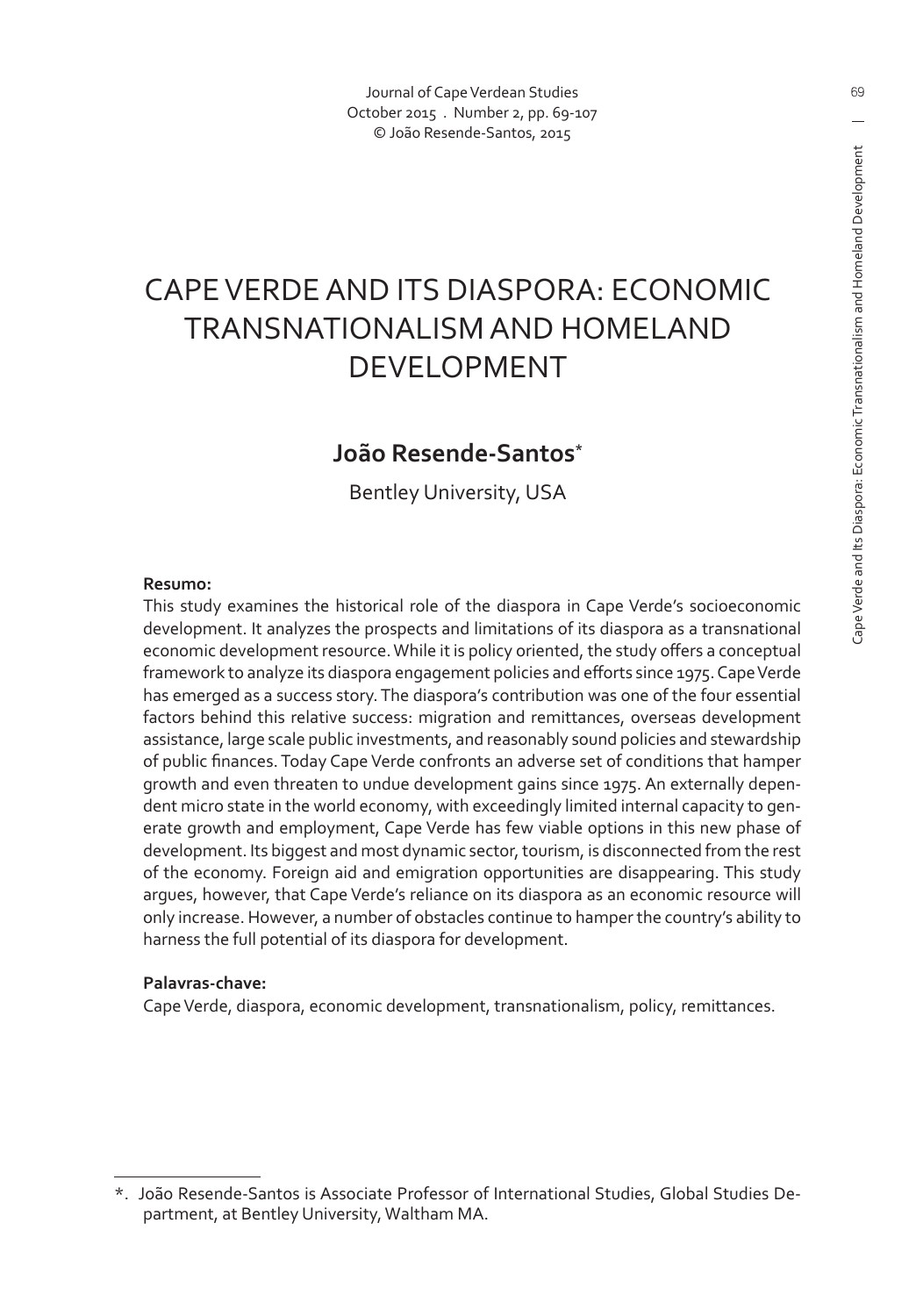# CAPE VERDE AND ITS DIASPORA: ECONOMIC TRANSNATIONALISM AND HOMELAND DEVELOPMENT

## João Resende-Santos*

Bentley University, USA

**Resumo:**

This study examines the historical role of the diaspora in Cape Verde's socioeconomic development. It analyzes the prospects and limitations of its diaspora as a transnational economic development resource. While it is policy oriented, the study offers a conceptual framework to analyze its diaspora engagement policies and efforts since 1975. Cape Verde has emerged as a success story. The diaspora's contribution was one of the four essential factors behind this relative success: migration and remittances, overseas development assistance, large scale public investments, and reasonably sound policies and stewardship of public finances. Today Cape Verde confronts an adverse set of conditions that hamper growth and even threaten to undue development gains since 1975. An externally dependent micro state in the world economy, with exceedingly limited internal capacity to generate growth and employment, Cape Verde has few viable options in this new phase of development. Its biggest and most dynamic sector, tourism, is disconnected from the rest of the economy. Foreign aid and emigration opportunities are disappearing. This study argues, however, that Cape Verde's reliance on its diaspora as an economic resource will only increase. However, a number of obstacles continue to hamper the country's ability to harness the full potential of its diaspora for development.

**Palavras-chave:**

Cape Verde, diaspora, economic development, transnationalism, policy, remittances.

---

*. João Resende-Santos is Associate Professor of International Studies, Global Studies Department, at Bentley University, Waltham MA.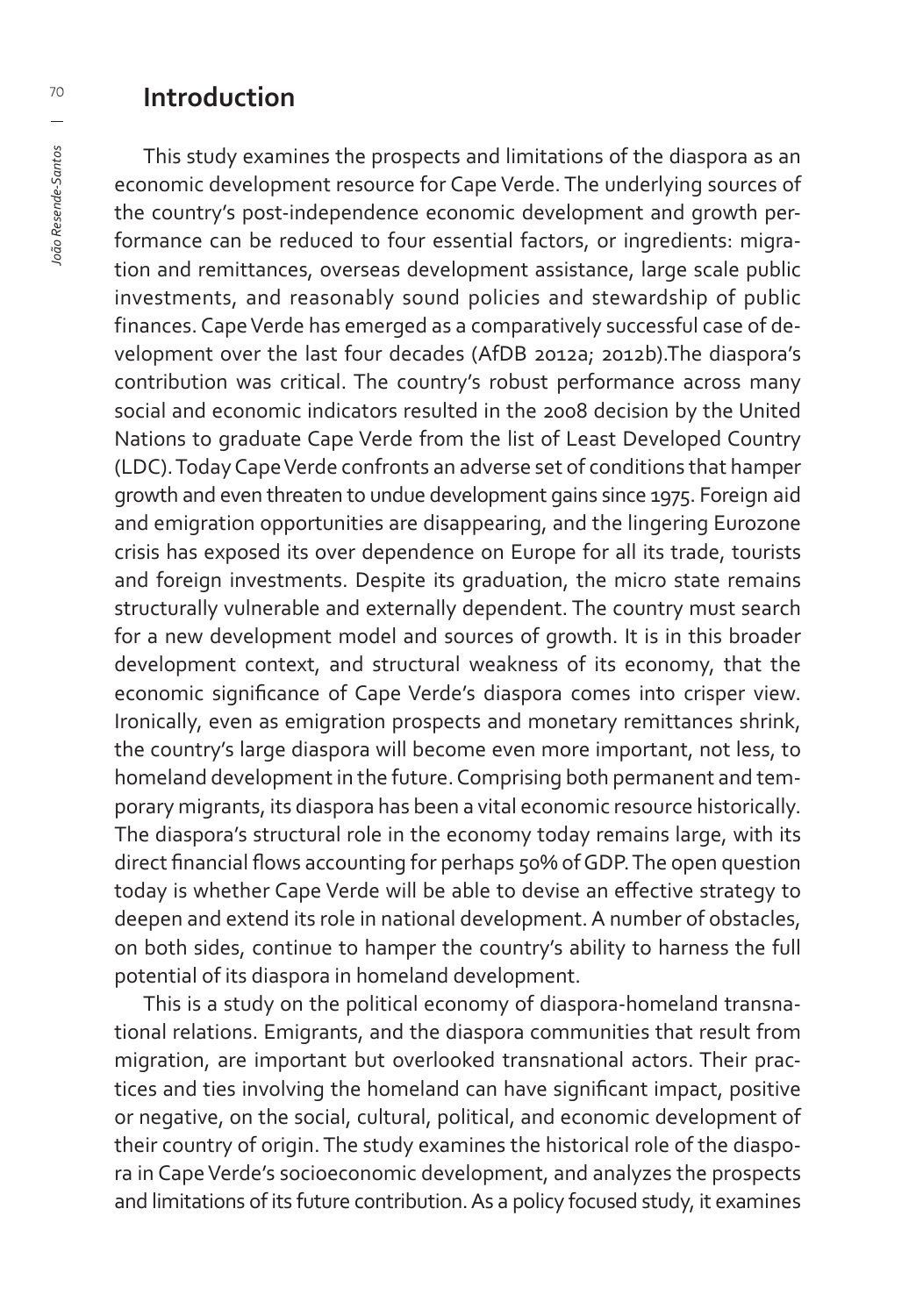## Introduction

This study examines the prospects and limitations of the diaspora as an economic development resource for Cape Verde. The underlying sources of the country's post-independence economic development and growth performance can be reduced to four essential factors, or ingredients: migration and remittances, overseas development assistance, large scale public investments, and reasonably sound policies and stewardship of public finances. Cape Verde has emerged as a comparatively successful case of development over the last four decades (AfDB 2012a; 2012b).The diaspora's contribution was critical. The country's robust performance across many social and economic indicators resulted in the 2008 decision by the United Nations to graduate Cape Verde from the list of Least Developed Country (LDC). Today Cape Verde confronts an adverse set of conditions that hamper growth and even threaten to undue development gains since 1975. Foreign aid and emigration opportunities are disappearing, and the lingering Eurozone crisis has exposed its over dependence on Europe for all its trade, tourists and foreign investments. Despite its graduation, the micro state remains structurally vulnerable and externally dependent. The country must search for a new development model and sources of growth. It is in this broader development context, and structural weakness of its economy, that the economic significance of Cape Verde's diaspora comes into crisper view. Ironically, even as emigration prospects and monetary remittances shrink, the country's large diaspora will become even more important, not less, to homeland development in the future. Comprising both permanent and temporary migrants, its diaspora has been a vital economic resource historically. The diaspora's structural role in the economy today remains large, with its direct financial flows accounting for perhaps 50% of GDP. The open question today is whether Cape Verde will be able to devise an effective strategy to deepen and extend its role in national development. A number of obstacles, on both sides, continue to hamper the country's ability to harness the full potential of its diaspora in homeland development.

This is a study on the political economy of diaspora-homeland transnational relations. Emigrants, and the diaspora communities that result from migration, are important but overlooked transnational actors. Their practices and ties involving the homeland can have significant impact, positive or negative, on the social, cultural, political, and economic development of their country of origin. The study examines the historical role of the diaspora in Cape Verde's socioeconomic development, and analyzes the prospects and limitations of its future contribution. As a policy focused study, it examines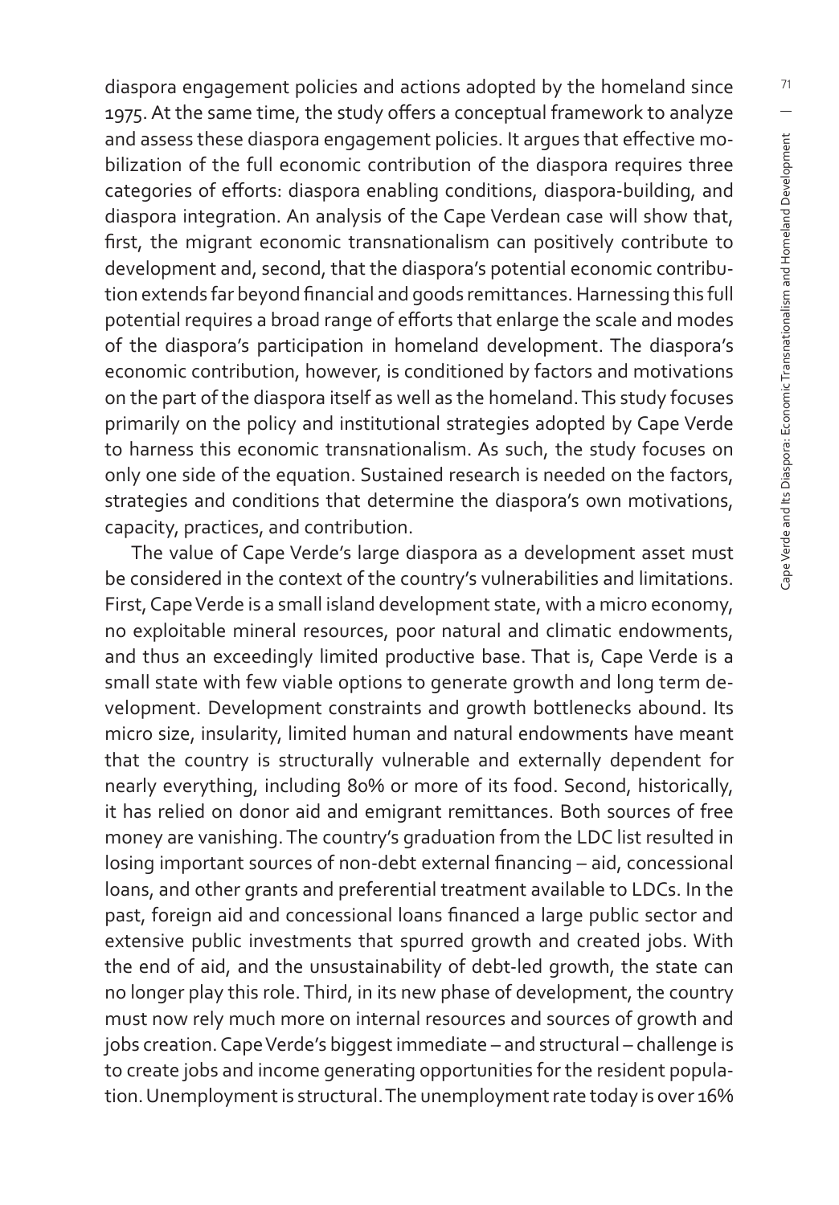diaspora engagement policies and actions adopted by the homeland since 1975. At the same time, the study offers a conceptual framework to analyze and assess these diaspora engagement policies. It argues that effective mobilization of the full economic contribution of the diaspora requires three categories of efforts: diaspora enabling conditions, diaspora-building, and diaspora integration. An analysis of the Cape Verdean case will show that, first, the migrant economic transnationalism can positively contribute to development and, second, that the diaspora's potential economic contribution extends far beyond financial and goods remittances. Harnessing this full potential requires a broad range of efforts that enlarge the scale and modes of the diaspora's participation in homeland development. The diaspora's economic contribution, however, is conditioned by factors and motivations on the part of the diaspora itself as well as the homeland. This study focuses primarily on the policy and institutional strategies adopted by Cape Verde to harness this economic transnationalism. As such, the study focuses on only one side of the equation. Sustained research is needed on the factors, strategies and conditions that determine the diaspora's own motivations, capacity, practices, and contribution.

The value of Cape Verde's large diaspora as a development asset must be considered in the context of the country's vulnerabilities and limitations. First, Cape Verde is a small island development state, with a micro economy, no exploitable mineral resources, poor natural and climatic endowments, and thus an exceedingly limited productive base. That is, Cape Verde is a small state with few viable options to generate growth and long term development. Development constraints and growth bottlenecks abound. Its micro size, insularity, limited human and natural endowments have meant that the country is structurally vulnerable and externally dependent for nearly everything, including 80% or more of its food. Second, historically, it has relied on donor aid and emigrant remittances. Both sources of free money are vanishing. The country's graduation from the LDC list resulted in losing important sources of non-debt external financing – aid, concessional loans, and other grants and preferential treatment available to LDCs. In the past, foreign aid and concessional loans financed a large public sector and extensive public investments that spurred growth and created jobs. With the end of aid, and the unsustainability of debt-led growth, the state can no longer play this role. Third, in its new phase of development, the country must now rely much more on internal resources and sources of growth and jobs creation. Cape Verde's biggest immediate – and structural – challenge is to create jobs and income generating opportunities for the resident population. Unemployment is structural. The unemployment rate today is over 16%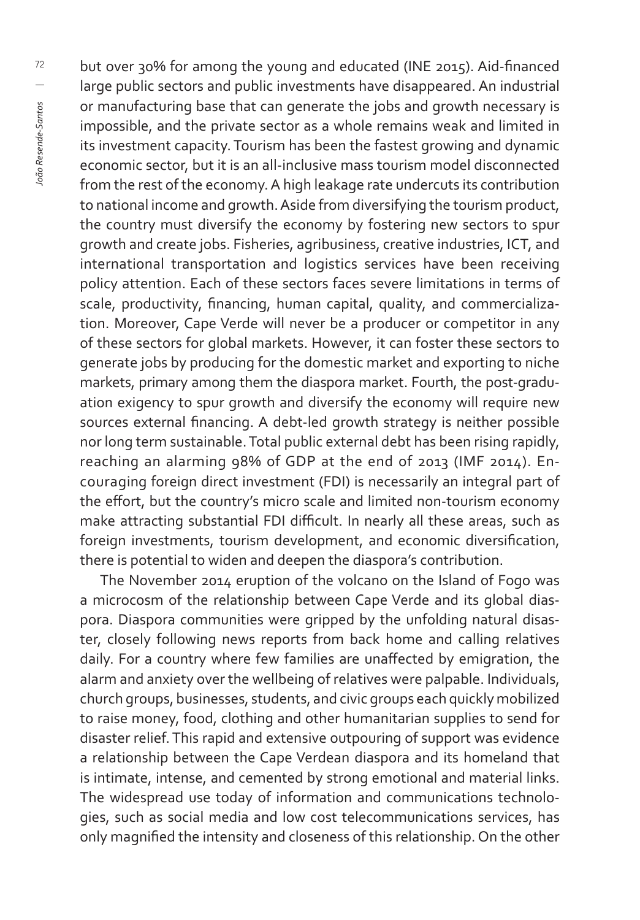but over 30% for among the young and educated (INE 2015). Aid-financed large public sectors and public investments have disappeared. An industrial or manufacturing base that can generate the jobs and growth necessary is impossible, and the private sector as a whole remains weak and limited in its investment capacity. Tourism has been the fastest growing and dynamic economic sector, but it is an all-inclusive mass tourism model disconnected from the rest of the economy. A high leakage rate undercuts its contribution to national income and growth. Aside from diversifying the tourism product, the country must diversify the economy by fostering new sectors to spur growth and create jobs. Fisheries, agribusiness, creative industries, ICT, and international transportation and logistics services have been receiving policy attention. Each of these sectors faces severe limitations in terms of scale, productivity, financing, human capital, quality, and commercialization. Moreover, Cape Verde will never be a producer or competitor in any of these sectors for global markets. However, it can foster these sectors to generate jobs by producing for the domestic market and exporting to niche markets, primary among them the diaspora market. Fourth, the post-graduation exigency to spur growth and diversify the economy will require new sources external financing. A debt-led growth strategy is neither possible nor long term sustainable. Total public external debt has been rising rapidly, reaching an alarming 98% of GDP at the end of 2013 (IMF 2014). Encouraging foreign direct investment (FDI) is necessarily an integral part of the effort, but the country's micro scale and limited non-tourism economy make attracting substantial FDI difficult. In nearly all these areas, such as foreign investments, tourism development, and economic diversification, there is potential to widen and deepen the diaspora's contribution.

The November 2014 eruption of the volcano on the Island of Fogo was a microcosm of the relationship between Cape Verde and its global diaspora. Diaspora communities were gripped by the unfolding natural disaster, closely following news reports from back home and calling relatives daily. For a country where few families are unaffected by emigration, the alarm and anxiety over the wellbeing of relatives were palpable. Individuals, church groups, businesses, students, and civic groups each quickly mobilized to raise money, food, clothing and other humanitarian supplies to send for disaster relief. This rapid and extensive outpouring of support was evidence a relationship between the Cape Verdean diaspora and its homeland that is intimate, intense, and cemented by strong emotional and material links. The widespread use today of information and communications technologies, such as social media and low cost telecommunications services, has only magnified the intensity and closeness of this relationship. On the other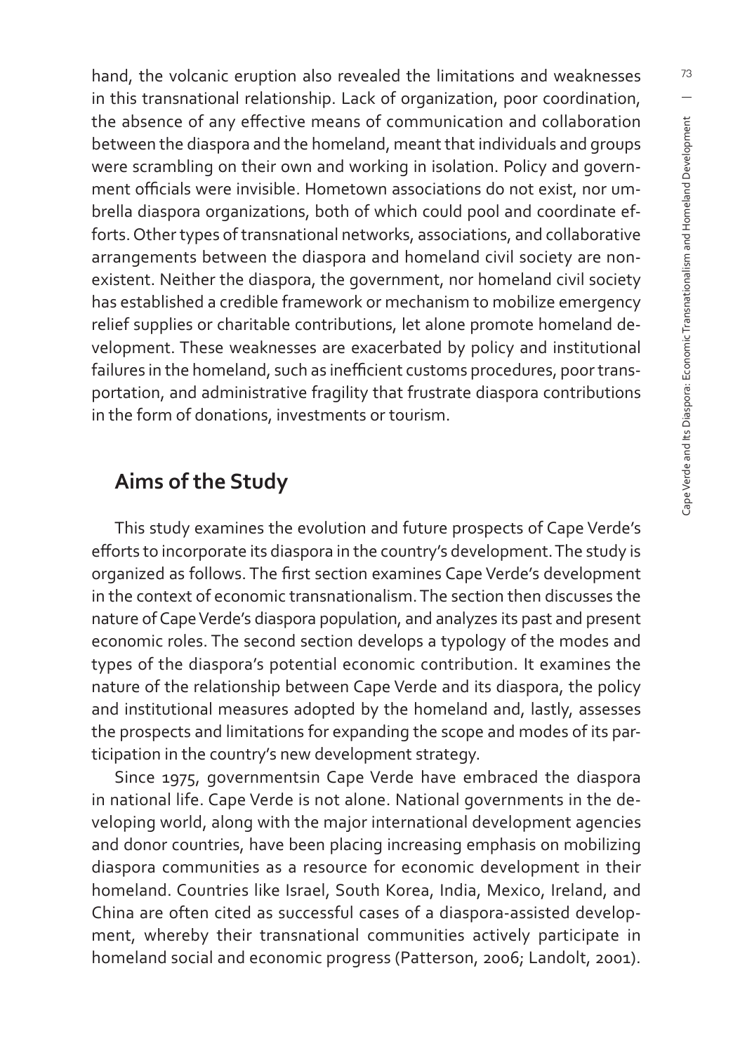hand, the volcanic eruption also revealed the limitations and weaknesses in this transnational relationship. Lack of organization, poor coordination, the absence of any effective means of communication and collaboration between the diaspora and the homeland, meant that individuals and groups were scrambling on their own and working in isolation. Policy and government officials were invisible. Hometown associations do not exist, nor umbrella diaspora organizations, both of which could pool and coordinate efforts. Other types of transnational networks, associations, and collaborative arrangements between the diaspora and homeland civil society are nonexistent. Neither the diaspora, the government, nor homeland civil society has established a credible framework or mechanism to mobilize emergency relief supplies or charitable contributions, let alone promote homeland development. These weaknesses are exacerbated by policy and institutional failures in the homeland, such as inefficient customs procedures, poor transportation, and administrative fragility that frustrate diaspora contributions in the form of donations, investments or tourism.

## Aims of the Study

This study examines the evolution and future prospects of Cape Verde's efforts to incorporate its diaspora in the country's development. The study is organized as follows. The first section examines Cape Verde's development in the context of economic transnationalism. The section then discusses the nature of Cape Verde's diaspora population, and analyzes its past and present economic roles. The second section develops a typology of the modes and types of the diaspora's potential economic contribution. It examines the nature of the relationship between Cape Verde and its diaspora, the policy and institutional measures adopted by the homeland and, lastly, assesses the prospects and limitations for expanding the scope and modes of its participation in the country's new development strategy.

Since 1975, governmentsin Cape Verde have embraced the diaspora in national life. Cape Verde is not alone. National governments in the developing world, along with the major international development agencies and donor countries, have been placing increasing emphasis on mobilizing diaspora communities as a resource for economic development in their homeland. Countries like Israel, South Korea, India, Mexico, Ireland, and China are often cited as successful cases of a diaspora-assisted development, whereby their transnational communities actively participate in homeland social and economic progress (Patterson, 2006; Landolt, 2001).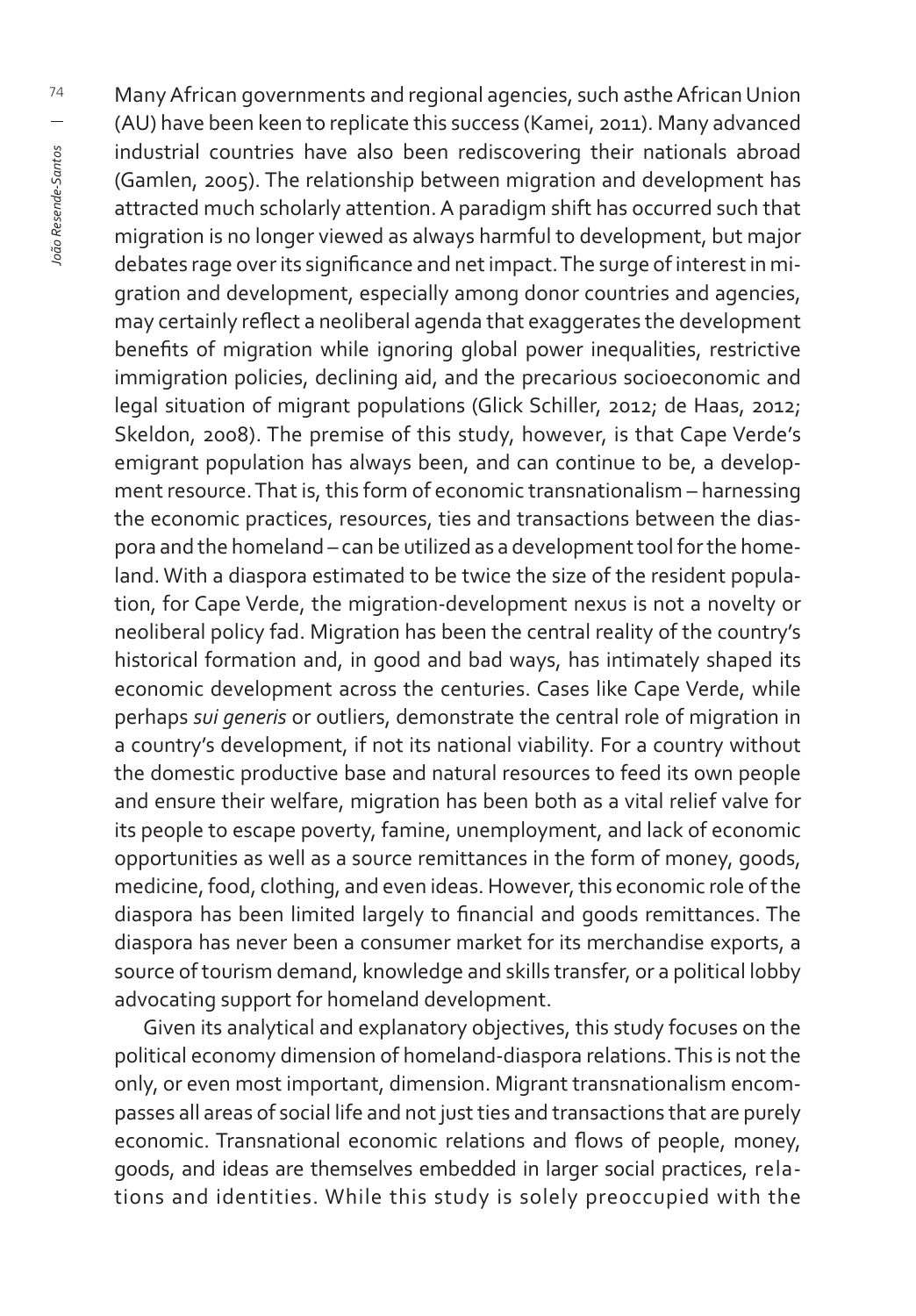Many African governments and regional agencies, such asthe African Union (AU) have been keen to replicate this success (Kamei, 2011). Many advanced industrial countries have also been rediscovering their nationals abroad (Gamlen, 2005). The relationship between migration and development has attracted much scholarly attention. A paradigm shift has occurred such that migration is no longer viewed as always harmful to development, but major debates rage over its significance and net impact. The surge of interest in migration and development, especially among donor countries and agencies, may certainly reflect a neoliberal agenda that exaggerates the development benefits of migration while ignoring global power inequalities, restrictive immigration policies, declining aid, and the precarious socioeconomic and legal situation of migrant populations (Glick Schiller, 2012; de Haas, 2012; Skeldon, 2008). The premise of this study, however, is that Cape Verde's emigrant population has always been, and can continue to be, a development resource. That is, this form of economic transnationalism – harnessing the economic practices, resources, ties and transactions between the diaspora and the homeland – can be utilized as a development tool for the homeland. With a diaspora estimated to be twice the size of the resident population, for Cape Verde, the migration-development nexus is not a novelty or neoliberal policy fad. Migration has been the central reality of the country's historical formation and, in good and bad ways, has intimately shaped its economic development across the centuries. Cases like Cape Verde, while perhaps *sui generis* or outliers, demonstrate the central role of migration in a country's development, if not its national viability. For a country without the domestic productive base and natural resources to feed its own people and ensure their welfare, migration has been both as a vital relief valve for its people to escape poverty, famine, unemployment, and lack of economic opportunities as well as a source remittances in the form of money, goods, medicine, food, clothing, and even ideas. However, this economic role of the diaspora has been limited largely to financial and goods remittances. The diaspora has never been a consumer market for its merchandise exports, a source of tourism demand, knowledge and skills transfer, or a political lobby advocating support for homeland development.

Given its analytical and explanatory objectives, this study focuses on the political economy dimension of homeland-diaspora relations. This is not the only, or even most important, dimension. Migrant transnationalism encompasses all areas of social life and not just ties and transactions that are purely economic. Transnational economic relations and flows of people, money, goods, and ideas are themselves embedded in larger social practices, relations and identities. While this study is solely preoccupied with the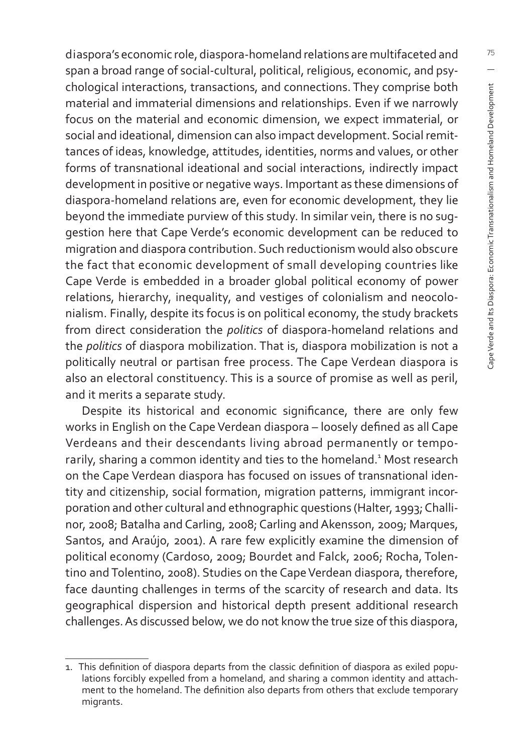diaspora's economic role, diaspora-homeland relations are multifaceted and span a broad range of social-cultural, political, religious, economic, and psychological interactions, transactions, and connections. They comprise both material and immaterial dimensions and relationships. Even if we narrowly focus on the material and economic dimension, we expect immaterial, or social and ideational, dimension can also impact development. Social remittances of ideas, knowledge, attitudes, identities, norms and values, or other forms of transnational ideational and social interactions, indirectly impact development in positive or negative ways. Important as these dimensions of diaspora-homeland relations are, even for economic development, they lie beyond the immediate purview of this study. In similar vein, there is no suggestion here that Cape Verde's economic development can be reduced to migration and diaspora contribution. Such reductionism would also obscure the fact that economic development of small developing countries like Cape Verde is embedded in a broader global political economy of power relations, hierarchy, inequality, and vestiges of colonialism and neocolonialism. Finally, despite its focus is on political economy, the study brackets from direct consideration the *politics* of diaspora-homeland relations and the *politics* of diaspora mobilization. That is, diaspora mobilization is not a politically neutral or partisan free process. The Cape Verdean diaspora is also an electoral constituency. This is a source of promise as well as peril, and it merits a separate study.

Despite its historical and economic significance, there are only few works in English on the Cape Verdean diaspora – loosely defined as all Cape Verdeans and their descendants living abroad permanently or temporarily, sharing a common identity and ties to the homeland.[1] Most research on the Cape Verdean diaspora has focused on issues of transnational identity and citizenship, social formation, migration patterns, immigrant incorporation and other cultural and ethnographic questions (Halter, 1993; Challinor, 2008; Batalha and Carling, 2008; Carling and Akensson, 2009; Marques, Santos, and Araújo, 2001). A rare few explicitly examine the dimension of political economy (Cardoso, 2009; Bourdet and Falck, 2006; Rocha, Tolentino and Tolentino, 2008). Studies on the Cape Verdean diaspora, therefore, face daunting challenges in terms of the scarcity of research and data. Its geographical dispersion and historical depth present additional research challenges. As discussed below, we do not know the true size of this diaspora,

1. This definition of diaspora departs from the classic definition of diaspora as exiled populations forcibly expelled from a homeland, and sharing a common identity and attachment to the homeland. The definition also departs from others that exclude temporary migrants.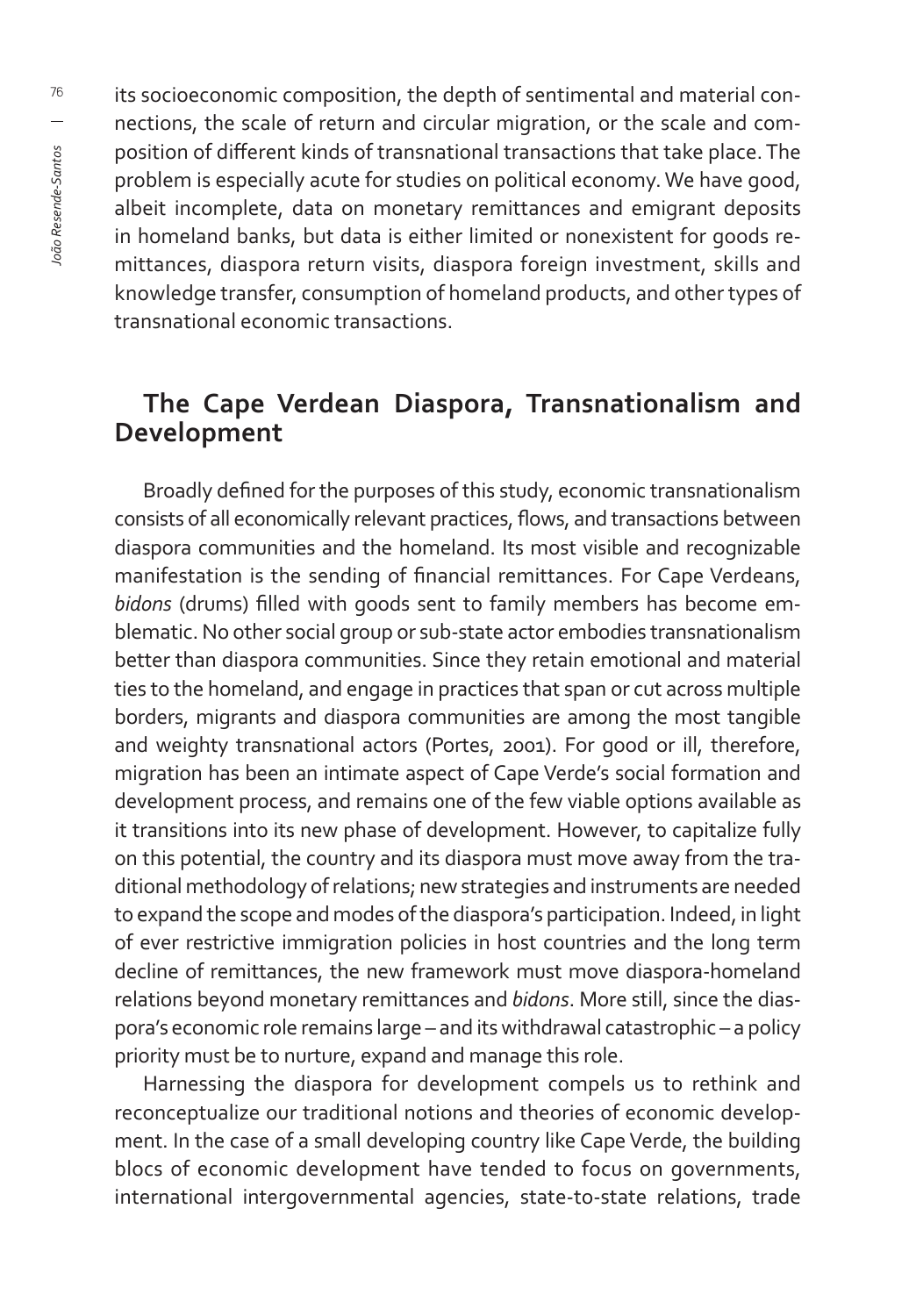its socioeconomic composition, the depth of sentimental and material connections, the scale of return and circular migration, or the scale and composition of different kinds of transnational transactions that take place. The problem is especially acute for studies on political economy. We have good, albeit incomplete, data on monetary remittances and emigrant deposits in homeland banks, but data is either limited or nonexistent for goods remittances, diaspora return visits, diaspora foreign investment, skills and knowledge transfer, consumption of homeland products, and other types of transnational economic transactions.

## The Cape Verdean Diaspora, Transnationalism and Development

Broadly defined for the purposes of this study, economic transnationalism consists of all economically relevant practices, flows, and transactions between diaspora communities and the homeland. Its most visible and recognizable manifestation is the sending of financial remittances. For Cape Verdeans, *bidons* (drums) filled with goods sent to family members has become emblematic. No other social group or sub-state actor embodies transnationalism better than diaspora communities. Since they retain emotional and material ties to the homeland, and engage in practices that span or cut across multiple borders, migrants and diaspora communities are among the most tangible and weighty transnational actors (Portes, 2001). For good or ill, therefore, migration has been an intimate aspect of Cape Verde's social formation and development process, and remains one of the few viable options available as it transitions into its new phase of development. However, to capitalize fully on this potential, the country and its diaspora must move away from the traditional methodology of relations; new strategies and instruments are needed to expand the scope and modes of the diaspora's participation. Indeed, in light of ever restrictive immigration policies in host countries and the long term decline of remittances, the new framework must move diaspora-homeland relations beyond monetary remittances and *bidons*. More still, since the diaspora's economic role remains large – and its withdrawal catastrophic – a policy priority must be to nurture, expand and manage this role.

Harnessing the diaspora for development compels us to rethink and reconceptualize our traditional notions and theories of economic development. In the case of a small developing country like Cape Verde, the building blocs of economic development have tended to focus on governments, international intergovernmental agencies, state-to-state relations, trade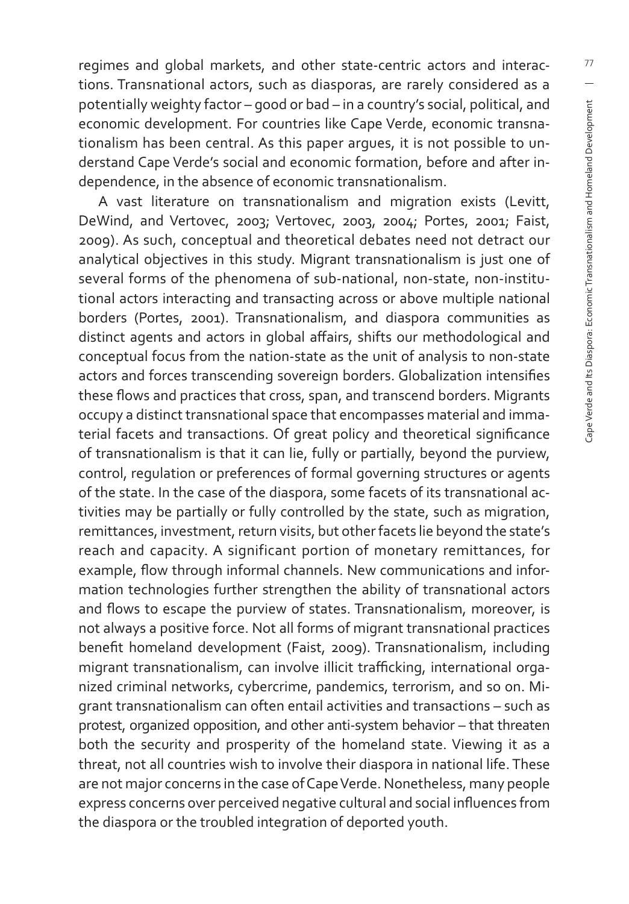regimes and global markets, and other state-centric actors and interactions. Transnational actors, such as diasporas, are rarely considered as a potentially weighty factor – good or bad – in a country's social, political, and economic development. For countries like Cape Verde, economic transnationalism has been central. As this paper argues, it is not possible to understand Cape Verde's social and economic formation, before and after independence, in the absence of economic transnationalism.

A vast literature on transnationalism and migration exists (Levitt, DeWind, and Vertovec, 2003; Vertovec, 2003, 2004; Portes, 2001; Faist, 2009). As such, conceptual and theoretical debates need not detract our analytical objectives in this study. Migrant transnationalism is just one of several forms of the phenomena of sub-national, non-state, non-institutional actors interacting and transacting across or above multiple national borders (Portes, 2001). Transnationalism, and diaspora communities as distinct agents and actors in global affairs, shifts our methodological and conceptual focus from the nation-state as the unit of analysis to non-state actors and forces transcending sovereign borders. Globalization intensifies these flows and practices that cross, span, and transcend borders. Migrants occupy a distinct transnational space that encompasses material and immaterial facets and transactions. Of great policy and theoretical significance of transnationalism is that it can lie, fully or partially, beyond the purview, control, regulation or preferences of formal governing structures or agents of the state. In the case of the diaspora, some facets of its transnational activities may be partially or fully controlled by the state, such as migration, remittances, investment, return visits, but other facets lie beyond the state's reach and capacity. A significant portion of monetary remittances, for example, flow through informal channels. New communications and information technologies further strengthen the ability of transnational actors and flows to escape the purview of states. Transnationalism, moreover, is not always a positive force. Not all forms of migrant transnational practices benefit homeland development (Faist, 2009). Transnationalism, including migrant transnationalism, can involve illicit trafficking, international organized criminal networks, cybercrime, pandemics, terrorism, and so on. Migrant transnationalism can often entail activities and transactions – such as protest, organized opposition, and other anti-system behavior – that threaten both the security and prosperity of the homeland state. Viewing it as a threat, not all countries wish to involve their diaspora in national life. These are not major concerns in the case of Cape Verde. Nonetheless, many people express concerns over perceived negative cultural and social influences from the diaspora or the troubled integration of deported youth.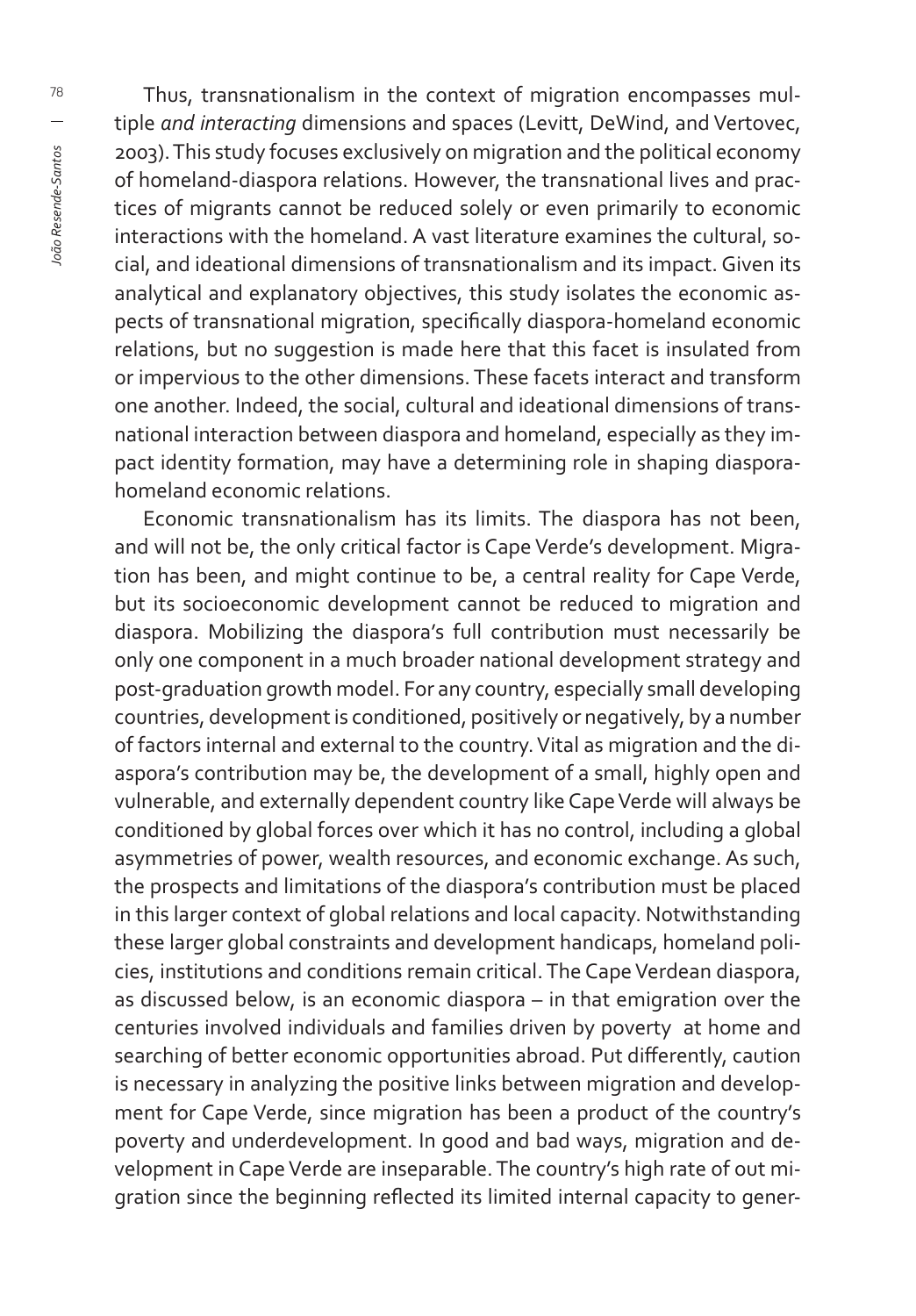Thus, transnationalism in the context of migration encompasses multiple *and interacting* dimensions and spaces (Levitt, DeWind, and Vertovec, 2003). This study focuses exclusively on migration and the political economy of homeland-diaspora relations. However, the transnational lives and practices of migrants cannot be reduced solely or even primarily to economic interactions with the homeland. A vast literature examines the cultural, social, and ideational dimensions of transnationalism and its impact. Given its analytical and explanatory objectives, this study isolates the economic aspects of transnational migration, specifically diaspora-homeland economic relations, but no suggestion is made here that this facet is insulated from or impervious to the other dimensions. These facets interact and transform one another. Indeed, the social, cultural and ideational dimensions of transnational interaction between diaspora and homeland, especially as they impact identity formation, may have a determining role in shaping diaspora-homeland economic relations.

Economic transnationalism has its limits. The diaspora has not been, and will not be, the only critical factor is Cape Verde's development. Migration has been, and might continue to be, a central reality for Cape Verde, but its socioeconomic development cannot be reduced to migration and diaspora. Mobilizing the diaspora's full contribution must necessarily be only one component in a much broader national development strategy and post-graduation growth model. For any country, especially small developing countries, development is conditioned, positively or negatively, by a number of factors internal and external to the country. Vital as migration and the diaspora's contribution may be, the development of a small, highly open and vulnerable, and externally dependent country like Cape Verde will always be conditioned by global forces over which it has no control, including a global asymmetries of power, wealth resources, and economic exchange. As such, the prospects and limitations of the diaspora's contribution must be placed in this larger context of global relations and local capacity. Notwithstanding these larger global constraints and development handicaps, homeland policies, institutions and conditions remain critical. The Cape Verdean diaspora, as discussed below, is an economic diaspora – in that emigration over the centuries involved individuals and families driven by poverty at home and searching of better economic opportunities abroad. Put differently, caution is necessary in analyzing the positive links between migration and development for Cape Verde, since migration has been a product of the country's poverty and underdevelopment. In good and bad ways, migration and development in Cape Verde are inseparable. The country's high rate of out migration since the beginning reflected its limited internal capacity to gener-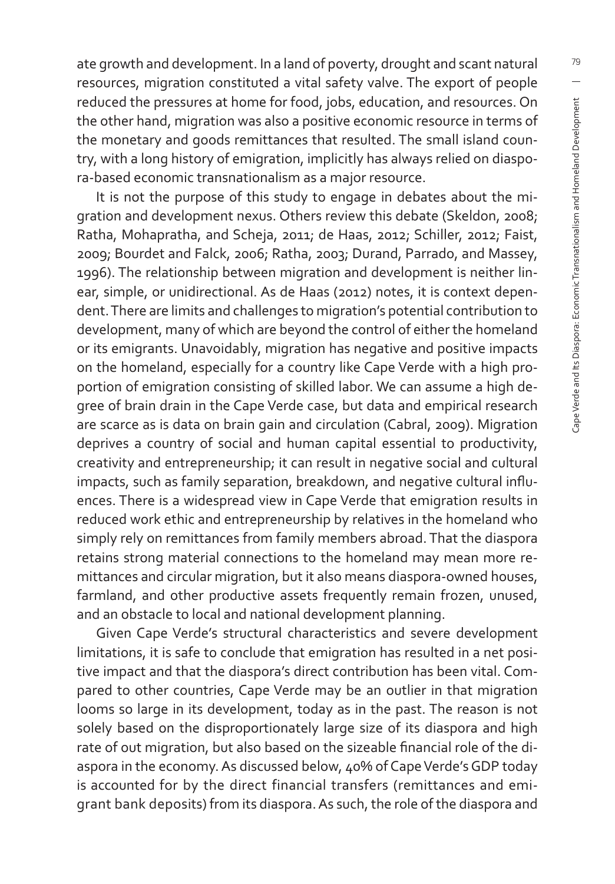ate growth and development. In a land of poverty, drought and scant natural resources, migration constituted a vital safety valve. The export of people reduced the pressures at home for food, jobs, education, and resources. On the other hand, migration was also a positive economic resource in terms of the monetary and goods remittances that resulted. The small island country, with a long history of emigration, implicitly has always relied on diaspora-based economic transnationalism as a major resource.

It is not the purpose of this study to engage in debates about the migration and development nexus. Others review this debate (Skeldon, 2008; Ratha, Mohapratha, and Scheja, 2011; de Haas, 2012; Schiller, 2012; Faist, 2009; Bourdet and Falck, 2006; Ratha, 2003; Durand, Parrado, and Massey, 1996). The relationship between migration and development is neither linear, simple, or unidirectional. As de Haas (2012) notes, it is context dependent. There are limits and challenges to migration's potential contribution to development, many of which are beyond the control of either the homeland or its emigrants. Unavoidably, migration has negative and positive impacts on the homeland, especially for a country like Cape Verde with a high proportion of emigration consisting of skilled labor. We can assume a high degree of brain drain in the Cape Verde case, but data and empirical research are scarce as is data on brain gain and circulation (Cabral, 2009). Migration deprives a country of social and human capital essential to productivity, creativity and entrepreneurship; it can result in negative social and cultural impacts, such as family separation, breakdown, and negative cultural influences. There is a widespread view in Cape Verde that emigration results in reduced work ethic and entrepreneurship by relatives in the homeland who simply rely on remittances from family members abroad. That the diaspora retains strong material connections to the homeland may mean more remittances and circular migration, but it also means diaspora-owned houses, farmland, and other productive assets frequently remain frozen, unused, and an obstacle to local and national development planning.

Given Cape Verde's structural characteristics and severe development limitations, it is safe to conclude that emigration has resulted in a net positive impact and that the diaspora's direct contribution has been vital. Compared to other countries, Cape Verde may be an outlier in that migration looms so large in its development, today as in the past. The reason is not solely based on the disproportionately large size of its diaspora and high rate of out migration, but also based on the sizeable financial role of the diaspora in the economy. As discussed below, 40% of Cape Verde's GDP today is accounted for by the direct financial transfers (remittances and emigrant bank deposits) from its diaspora. As such, the role of the diaspora and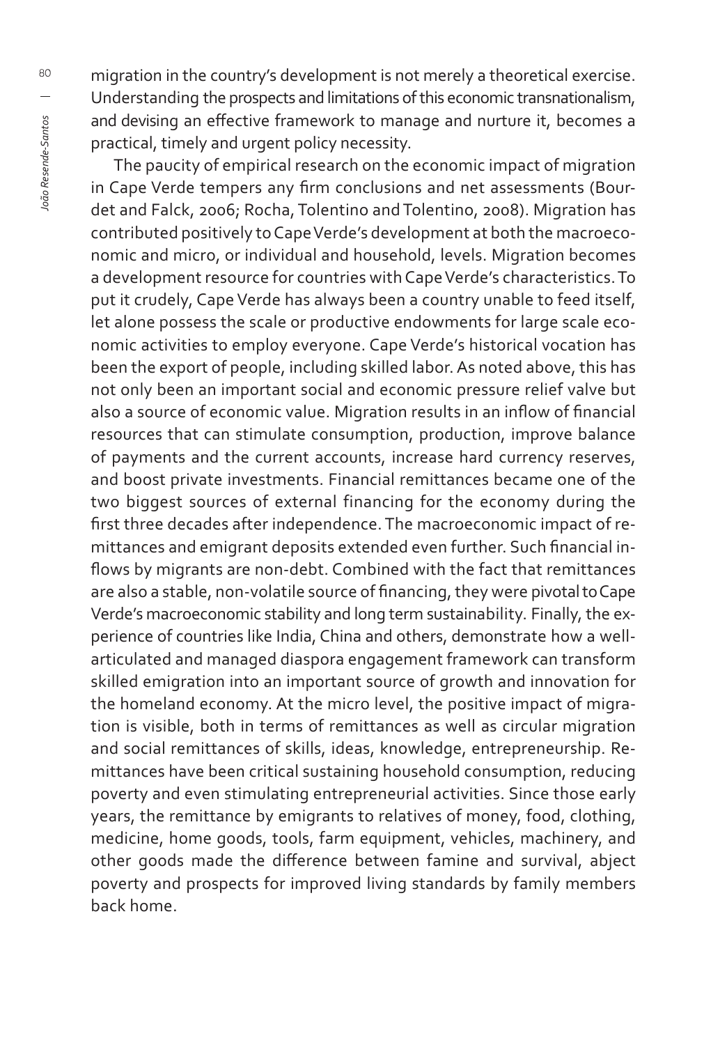migration in the country's development is not merely a theoretical exercise. Understanding the prospects and limitations of this economic transnationalism, and devising an effective framework to manage and nurture it, becomes a practical, timely and urgent policy necessity.

The paucity of empirical research on the economic impact of migration in Cape Verde tempers any firm conclusions and net assessments (Bourdet and Falck, 2006; Rocha, Tolentino and Tolentino, 2008). Migration has contributed positively to Cape Verde's development at both the macroeconomic and micro, or individual and household, levels. Migration becomes a development resource for countries with Cape Verde's characteristics. To put it crudely, Cape Verde has always been a country unable to feed itself, let alone possess the scale or productive endowments for large scale economic activities to employ everyone. Cape Verde's historical vocation has been the export of people, including skilled labor. As noted above, this has not only been an important social and economic pressure relief valve but also a source of economic value. Migration results in an inflow of financial resources that can stimulate consumption, production, improve balance of payments and the current accounts, increase hard currency reserves, and boost private investments. Financial remittances became one of the two biggest sources of external financing for the economy during the first three decades after independence. The macroeconomic impact of remittances and emigrant deposits extended even further. Such financial inflows by migrants are non-debt. Combined with the fact that remittances are also a stable, non-volatile source of financing, they were pivotal to Cape Verde's macroeconomic stability and long term sustainability. Finally, the experience of countries like India, China and others, demonstrate how a well-articulated and managed diaspora engagement framework can transform skilled emigration into an important source of growth and innovation for the homeland economy. At the micro level, the positive impact of migration is visible, both in terms of remittances as well as circular migration and social remittances of skills, ideas, knowledge, entrepreneurship. Remittances have been critical sustaining household consumption, reducing poverty and even stimulating entrepreneurial activities. Since those early years, the remittance by emigrants to relatives of money, food, clothing, medicine, home goods, tools, farm equipment, vehicles, machinery, and other goods made the difference between famine and survival, abject poverty and prospects for improved living standards by family members back home.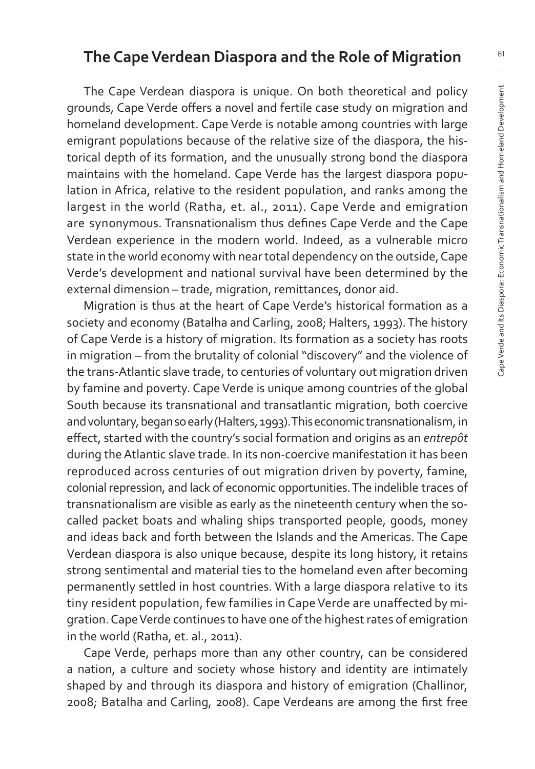## The Cape Verdean Diaspora and the Role of Migration

The Cape Verdean diaspora is unique. On both theoretical and policy grounds, Cape Verde offers a novel and fertile case study on migration and homeland development. Cape Verde is notable among countries with large emigrant populations because of the relative size of the diaspora, the historical depth of its formation, and the unusually strong bond the diaspora maintains with the homeland. Cape Verde has the largest diaspora population in Africa, relative to the resident population, and ranks among the largest in the world (Ratha, et. al., 2011). Cape Verde and emigration are synonymous. Transnationalism thus defines Cape Verde and the Cape Verdean experience in the modern world. Indeed, as a vulnerable micro state in the world economy with near total dependency on the outside, Cape Verde's development and national survival have been determined by the external dimension – trade, migration, remittances, donor aid.

Migration is thus at the heart of Cape Verde's historical formation as a society and economy (Batalha and Carling, 2008; Halters, 1993). The history of Cape Verde is a history of migration. Its formation as a society has roots in migration – from the brutality of colonial "discovery" and the violence of the trans-Atlantic slave trade, to centuries of voluntary out migration driven by famine and poverty. Cape Verde is unique among countries of the global South because its transnational and transatlantic migration, both coercive and voluntary, began so early (Halters, 1993). This economic transnationalism, in effect, started with the country's social formation and origins as an *entrepôt* during the Atlantic slave trade. In its non-coercive manifestation it has been reproduced across centuries of out migration driven by poverty, famine, colonial repression, and lack of economic opportunities. The indelible traces of transnationalism are visible as early as the nineteenth century when the so-called packet boats and whaling ships transported people, goods, money and ideas back and forth between the Islands and the Americas. The Cape Verdean diaspora is also unique because, despite its long history, it retains strong sentimental and material ties to the homeland even after becoming permanently settled in host countries. With a large diaspora relative to its tiny resident population, few families in Cape Verde are unaffected by migration. Cape Verde continues to have one of the highest rates of emigration in the world (Ratha, et. al., 2011).

Cape Verde, perhaps more than any other country, can be considered a nation, a culture and society whose history and identity are intimately shaped by and through its diaspora and history of emigration (Challinor, 2008; Batalha and Carling, 2008). Cape Verdeans are among the first free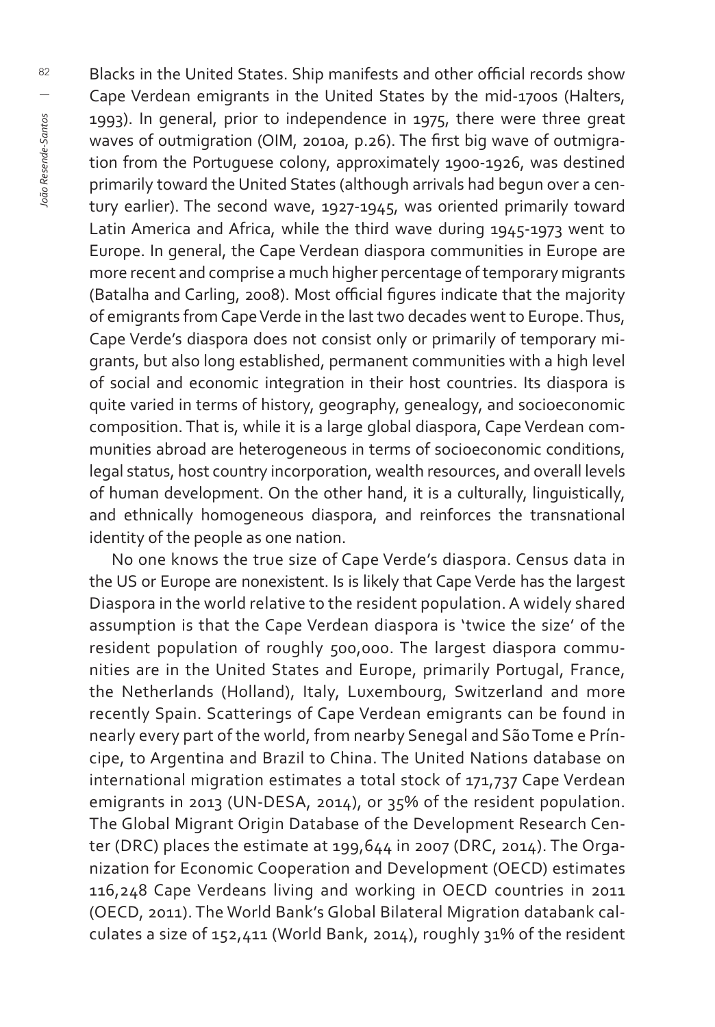Blacks in the United States. Ship manifests and other official records show Cape Verdean emigrants in the United States by the mid-1700s (Halters, 1993). In general, prior to independence in 1975, there were three great waves of outmigration (OIM, 2010a, p.26). The first big wave of outmigration from the Portuguese colony, approximately 1900-1926, was destined primarily toward the United States (although arrivals had begun over a century earlier). The second wave, 1927-1945, was oriented primarily toward Latin America and Africa, while the third wave during 1945-1973 went to Europe. In general, the Cape Verdean diaspora communities in Europe are more recent and comprise a much higher percentage of temporary migrants (Batalha and Carling, 2008). Most official figures indicate that the majority of emigrants from Cape Verde in the last two decades went to Europe. Thus, Cape Verde's diaspora does not consist only or primarily of temporary migrants, but also long established, permanent communities with a high level of social and economic integration in their host countries. Its diaspora is quite varied in terms of history, geography, genealogy, and socioeconomic composition. That is, while it is a large global diaspora, Cape Verdean communities abroad are heterogeneous in terms of socioeconomic conditions, legal status, host country incorporation, wealth resources, and overall levels of human development. On the other hand, it is a culturally, linguistically, and ethnically homogeneous diaspora, and reinforces the transnational identity of the people as one nation.

No one knows the true size of Cape Verde's diaspora. Census data in the US or Europe are nonexistent. Is is likely that Cape Verde has the largest Diaspora in the world relative to the resident population. A widely shared assumption is that the Cape Verdean diaspora is 'twice the size' of the resident population of roughly 500,000. The largest diaspora communities are in the United States and Europe, primarily Portugal, France, the Netherlands (Holland), Italy, Luxembourg, Switzerland and more recently Spain. Scatterings of Cape Verdean emigrants can be found in nearly every part of the world, from nearby Senegal and São Tome e Príncipe, to Argentina and Brazil to China. The United Nations database on international migration estimates a total stock of 171,737 Cape Verdean emigrants in 2013 (UN-DESA, 2014), or 35% of the resident population. The Global Migrant Origin Database of the Development Research Center (DRC) places the estimate at 199,644 in 2007 (DRC, 2014). The Organization for Economic Cooperation and Development (OECD) estimates 116,248 Cape Verdeans living and working in OECD countries in 2011 (OECD, 2011). The World Bank's Global Bilateral Migration databank calculates a size of 152,411 (World Bank, 2014), roughly 31% of the resident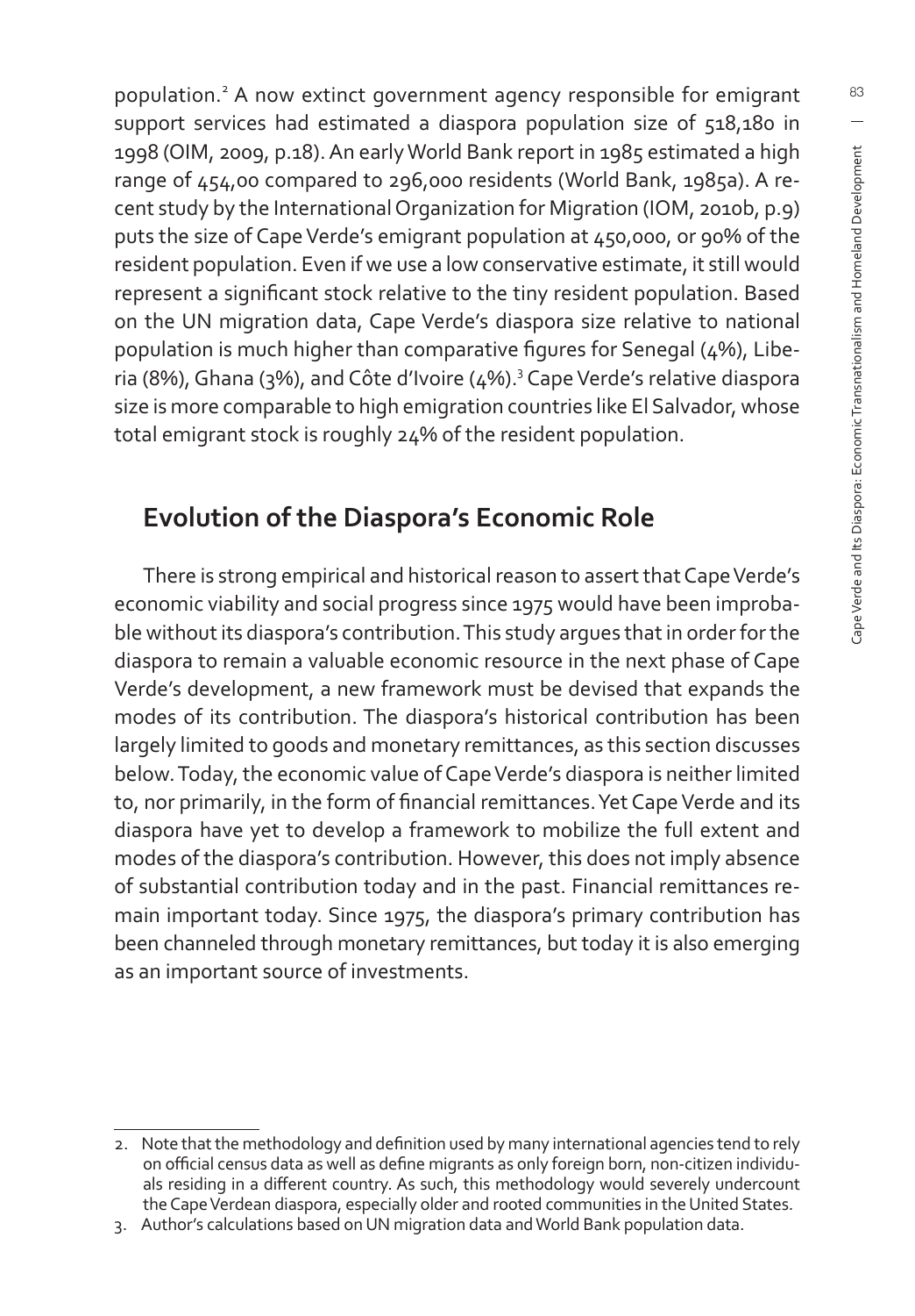population.[2] A now extinct government agency responsible for emigrant support services had estimated a diaspora population size of 518,180 in 1998 (OIM, 2009, p.18). An early World Bank report in 1985 estimated a high range of 454,00 compared to 296,000 residents (World Bank, 1985a). A recent study by the International Organization for Migration (IOM, 2010b, p.9) puts the size of Cape Verde's emigrant population at 450,000, or 90% of the resident population. Even if we use a low conservative estimate, it still would represent a significant stock relative to the tiny resident population. Based on the UN migration data, Cape Verde's diaspora size relative to national population is much higher than comparative figures for Senegal (4%), Liberia (8%), Ghana (3%), and Côte d'Ivoire (4%).[3] Cape Verde's relative diaspora size is more comparable to high emigration countries like El Salvador, whose total emigrant stock is roughly 24% of the resident population.

## Evolution of the Diaspora's Economic Role

There is strong empirical and historical reason to assert that Cape Verde's economic viability and social progress since 1975 would have been improbable without its diaspora's contribution. This study argues that in order for the diaspora to remain a valuable economic resource in the next phase of Cape Verde's development, a new framework must be devised that expands the modes of its contribution. The diaspora's historical contribution has been largely limited to goods and monetary remittances, as this section discusses below. Today, the economic value of Cape Verde's diaspora is neither limited to, nor primarily, in the form of financial remittances. Yet Cape Verde and its diaspora have yet to develop a framework to mobilize the full extent and modes of the diaspora's contribution. However, this does not imply absence of substantial contribution today and in the past. Financial remittances remain important today. Since 1975, the diaspora's primary contribution has been channeled through monetary remittances, but today it is also emerging as an important source of investments.

---

2. Note that the methodology and definition used by many international agencies tend to rely on official census data as well as define migrants as only foreign born, non-citizen individuals residing in a different country. As such, this methodology would severely undercount the Cape Verdean diaspora, especially older and rooted communities in the United States.
3. Author's calculations based on UN migration data and World Bank population data.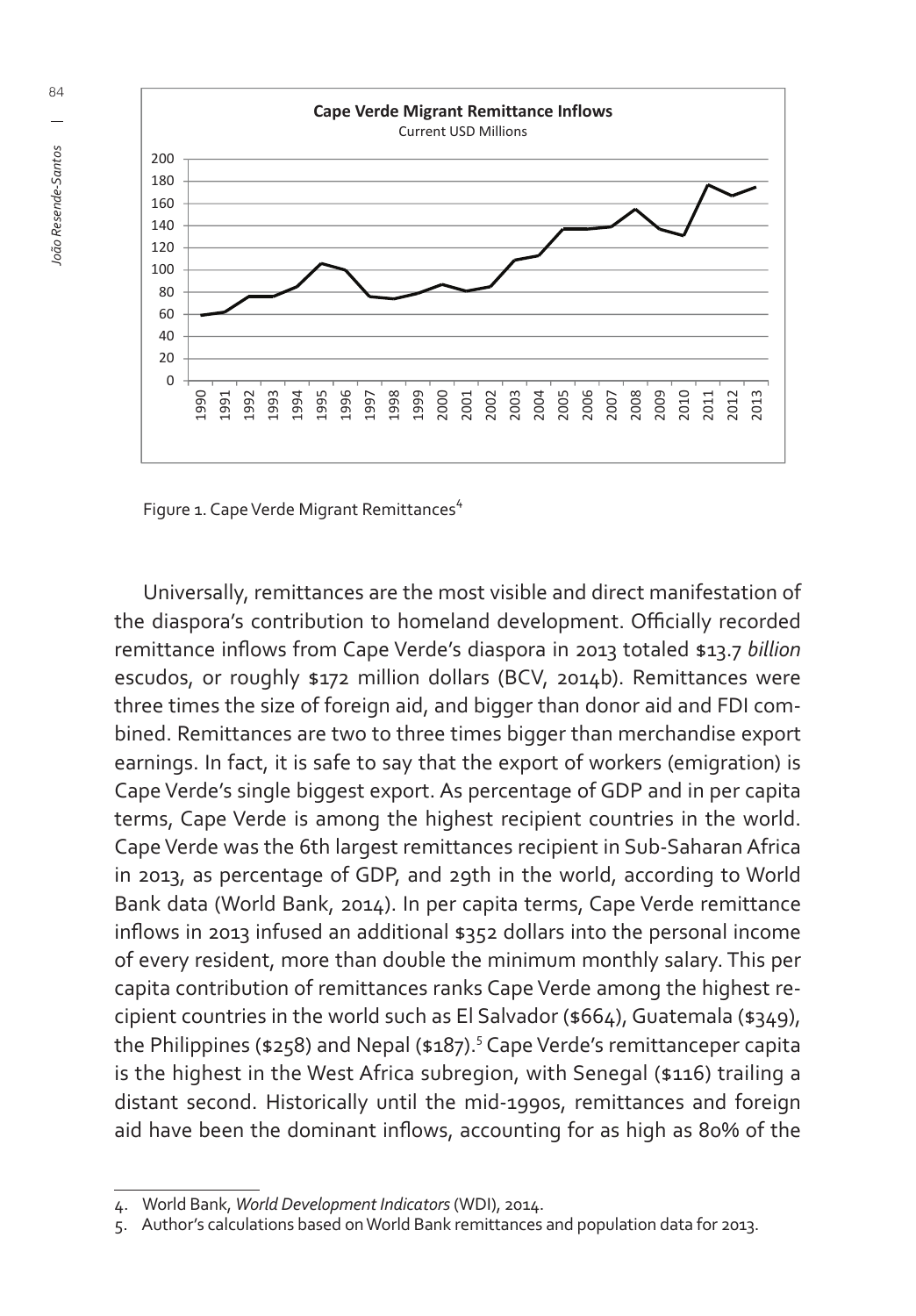Figure 1. Cape Verde Migrant Remittances[4]

Universally, remittances are the most visible and direct manifestation of the diaspora's contribution to homeland development. Officially recorded remittance inflows from Cape Verde's diaspora in 2013 totaled $13.7 *billion* escudos, or roughly $172 million dollars (BCV, 2014b). Remittances were three times the size of foreign aid, and bigger than donor aid and FDI combined. Remittances are two to three times bigger than merchandise export earnings. In fact, it is safe to say that the export of workers (emigration) is Cape Verde's single biggest export. As percentage of GDP and in per capita terms, Cape Verde is among the highest recipient countries in the world. Cape Verde was the 6th largest remittances recipient in Sub-Saharan Africa in 2013, as percentage of GDP, and 29th in the world, according to World Bank data (World Bank, 2014). In per capita terms, Cape Verde remittance inflows in 2013 infused an additional $352 dollars into the personal income of every resident, more than double the minimum monthly salary. This per capita contribution of remittances ranks Cape Verde among the highest recipient countries in the world such as El Salvador ($664), Guatemala ($349), the Philippines ($258) and Nepal ($187).[5] Cape Verde's remittanceper capita is the highest in the West Africa subregion, with Senegal ($116) trailing a distant second. Historically until the mid-1990s, remittances and foreign aid have been the dominant inflows, accounting for as high as 80% of the

4. World Bank, *World Development Indicators* (WDI), 2014.
5. Author's calculations based on World Bank remittances and population data for 2013.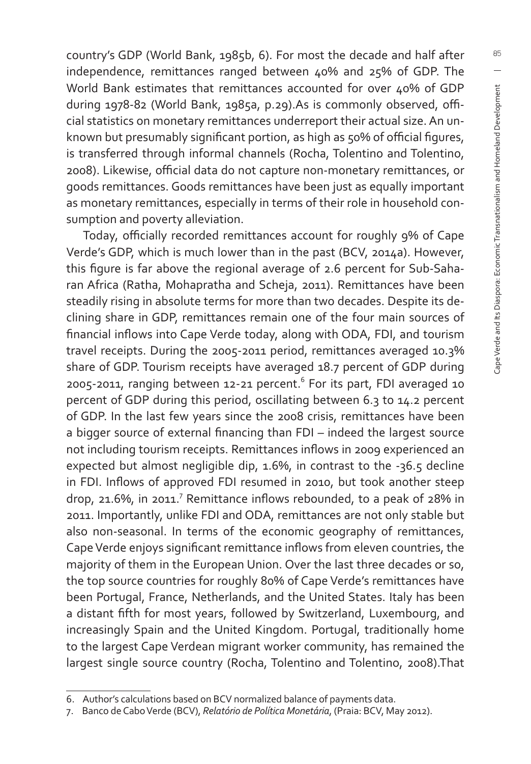country's GDP (World Bank, 1985b, 6). For most the decade and half after independence, remittances ranged between 40% and 25% of GDP. The World Bank estimates that remittances accounted for over 40% of GDP during 1978-82 (World Bank, 1985a, p.29).As is commonly observed, official statistics on monetary remittances underreport their actual size. An unknown but presumably significant portion, as high as 50% of official figures, is transferred through informal channels (Rocha, Tolentino and Tolentino, 2008). Likewise, official data do not capture non-monetary remittances, or goods remittances. Goods remittances have been just as equally important as monetary remittances, especially in terms of their role in household consumption and poverty alleviation.

Today, officially recorded remittances account for roughly 9% of Cape Verde's GDP, which is much lower than in the past (BCV, 2014a). However, this figure is far above the regional average of 2.6 percent for Sub-Saharan Africa (Ratha, Mohapratha and Scheja, 2011). Remittances have been steadily rising in absolute terms for more than two decades. Despite its declining share in GDP, remittances remain one of the four main sources of financial inflows into Cape Verde today, along with ODA, FDI, and tourism travel receipts. During the 2005-2011 period, remittances averaged 10.3% share of GDP. Tourism receipts have averaged 18.7 percent of GDP during 2005-2011, ranging between 12-21 percent.[6] For its part, FDI averaged 10 percent of GDP during this period, oscillating between 6.3 to 14.2 percent of GDP. In the last few years since the 2008 crisis, remittances have been a bigger source of external financing than FDI – indeed the largest source not including tourism receipts. Remittances inflows in 2009 experienced an expected but almost negligible dip, 1.6%, in contrast to the -36.5 decline in FDI. Inflows of approved FDI resumed in 2010, but took another steep drop, 21.6%, in 2011.[7] Remittance inflows rebounded, to a peak of 28% in 2011. Importantly, unlike FDI and ODA, remittances are not only stable but also non-seasonal. In terms of the economic geography of remittances, Cape Verde enjoys significant remittance inflows from eleven countries, the majority of them in the European Union. Over the last three decades or so, the top source countries for roughly 80% of Cape Verde's remittances have been Portugal, France, Netherlands, and the United States. Italy has been a distant fifth for most years, followed by Switzerland, Luxembourg, and increasingly Spain and the United Kingdom. Portugal, traditionally home to the largest Cape Verdean migrant worker community, has remained the largest single source country (Rocha, Tolentino and Tolentino, 2008).That

6. Author's calculations based on BCV normalized balance of payments data.
7. Banco de Cabo Verde (BCV), *Relatório de Política Monetária*, (Praia: BCV, May 2012).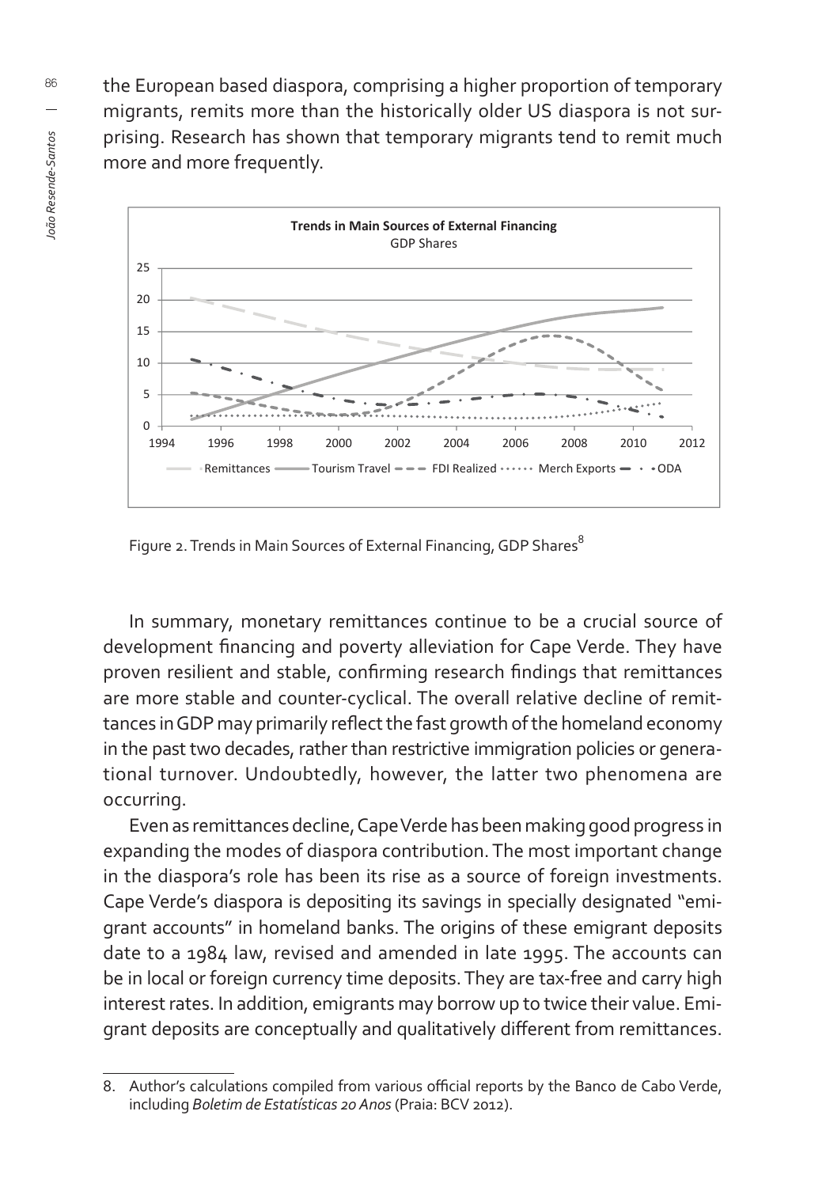the European based diaspora, comprising a higher proportion of temporary migrants, remits more than the historically older US diaspora is not surprising. Research has shown that temporary migrants tend to remit much more and more frequently.

Figure 2. Trends in Main Sources of External Financing, GDP Shares[8]

In summary, monetary remittances continue to be a crucial source of development financing and poverty alleviation for Cape Verde. They have proven resilient and stable, confirming research findings that remittances are more stable and counter-cyclical. The overall relative decline of remittances in GDP may primarily reflect the fast growth of the homeland economy in the past two decades, rather than restrictive immigration policies or generational turnover. Undoubtedly, however, the latter two phenomena are occurring.

Even as remittances decline, Cape Verde has been making good progress in expanding the modes of diaspora contribution. The most important change in the diaspora's role has been its rise as a source of foreign investments. Cape Verde's diaspora is depositing its savings in specially designated "emigrant accounts" in homeland banks. The origins of these emigrant deposits date to a 1984 law, revised and amended in late 1995. The accounts can be in local or foreign currency time deposits. They are tax-free and carry high interest rates. In addition, emigrants may borrow up to twice their value. Emigrant deposits are conceptually and qualitatively different from remittances.

---

8. Author's calculations compiled from various official reports by the Banco de Cabo Verde, including *Boletim de Estatísticas 20 Anos* (Praia: BCV 2012).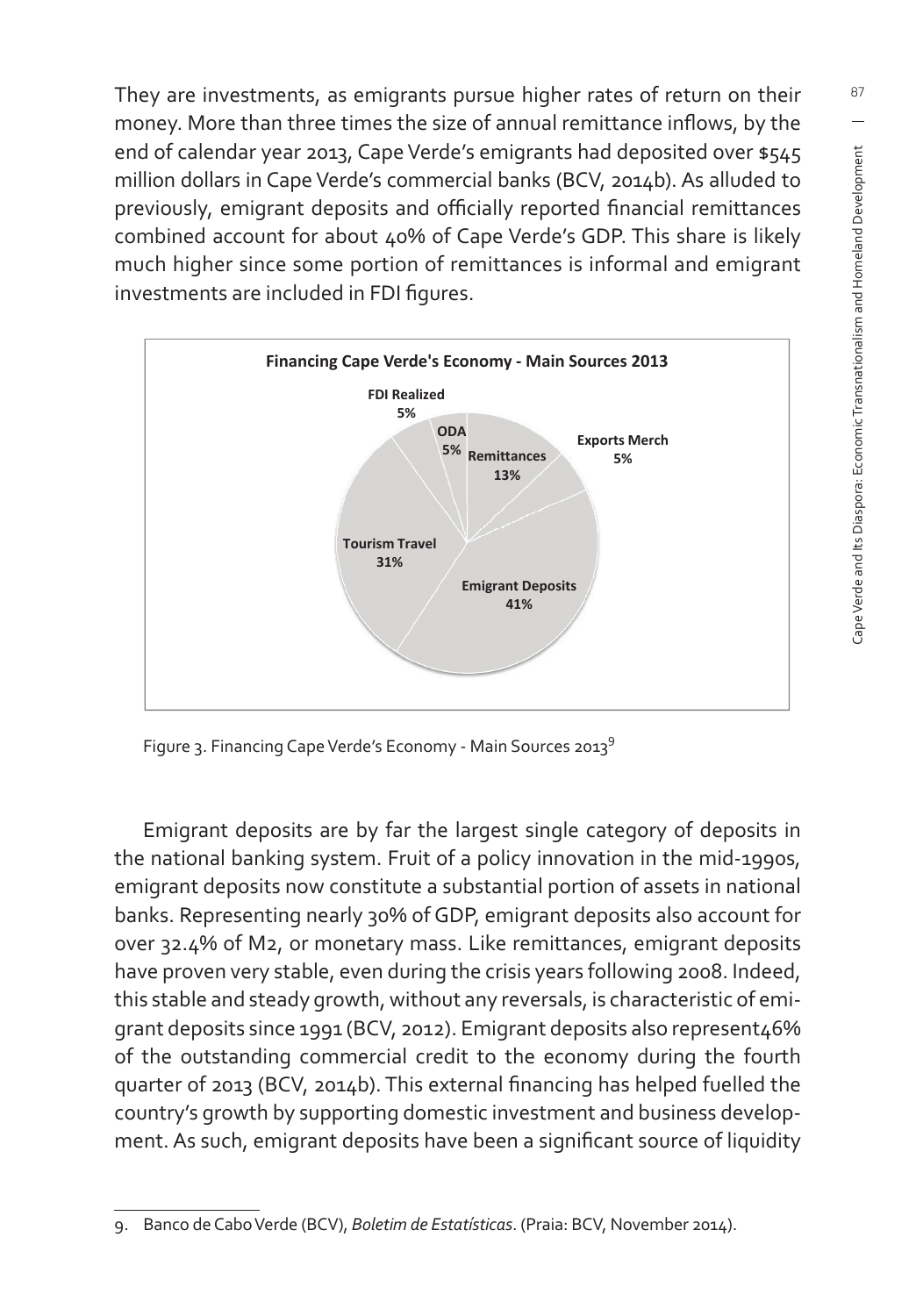They are investments, as emigrants pursue higher rates of return on their money. More than three times the size of annual remittance inflows, by the end of calendar year 2013, Cape Verde's emigrants had deposited over $545 million dollars in Cape Verde's commercial banks (BCV, 2014b). As alluded to previously, emigrant deposits and officially reported financial remittances combined account for about 40% of Cape Verde's GDP. This share is likely much higher since some portion of remittances is informal and emigrant investments are included in FDI figures.

**Financing Cape Verde's Economy - Main Sources 2013**

| Source | Share |
|---|---|
| FDI Realized | 5% |
| ODA | 5% |
| Remittances | 13% |
| Exports Merch | 5% |
| Emigrant Deposits | 41% |
| Tourism Travel | 31% |

Figure 3. Financing Cape Verde's Economy - Main Sources 2013[9]

Emigrant deposits are by far the largest single category of deposits in the national banking system. Fruit of a policy innovation in the mid-1990s, emigrant deposits now constitute a substantial portion of assets in national banks. Representing nearly 30% of GDP, emigrant deposits also account for over 32.4% of M2, or monetary mass. Like remittances, emigrant deposits have proven very stable, even during the crisis years following 2008. Indeed, this stable and steady growth, without any reversals, is characteristic of emigrant deposits since 1991 (BCV, 2012). Emigrant deposits also represent46% of the outstanding commercial credit to the economy during the fourth quarter of 2013 (BCV, 2014b). This external financing has helped fuelled the country's growth by supporting domestic investment and business development. As such, emigrant deposits have been a significant source of liquidity

9. Banco de Cabo Verde (BCV), *Boletim de Estatísticas*. (Praia: BCV, November 2014).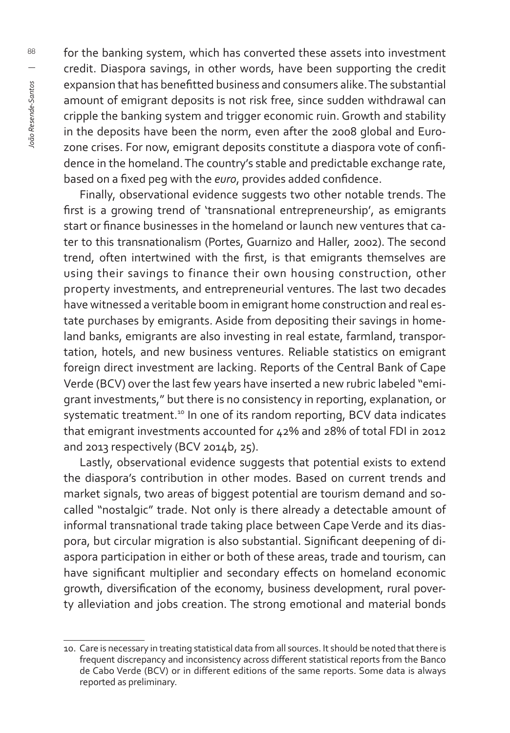for the banking system, which has converted these assets into investment credit. Diaspora savings, in other words, have been supporting the credit expansion that has benefitted business and consumers alike. The substantial amount of emigrant deposits is not risk free, since sudden withdrawal can cripple the banking system and trigger economic ruin. Growth and stability in the deposits have been the norm, even after the 2008 global and Eurozone crises. For now, emigrant deposits constitute a diaspora vote of confidence in the homeland. The country's stable and predictable exchange rate, based on a fixed peg with the *euro*, provides added confidence.

Finally, observational evidence suggests two other notable trends. The first is a growing trend of 'transnational entrepreneurship', as emigrants start or finance businesses in the homeland or launch new ventures that cater to this transnationalism (Portes, Guarnizo and Haller, 2002). The second trend, often intertwined with the first, is that emigrants themselves are using their savings to finance their own housing construction, other property investments, and entrepreneurial ventures. The last two decades have witnessed a veritable boom in emigrant home construction and real estate purchases by emigrants. Aside from depositing their savings in homeland banks, emigrants are also investing in real estate, farmland, transportation, hotels, and new business ventures. Reliable statistics on emigrant foreign direct investment are lacking. Reports of the Central Bank of Cape Verde (BCV) over the last few years have inserted a new rubric labeled "emigrant investments," but there is no consistency in reporting, explanation, or systematic treatment.[10] In one of its random reporting, BCV data indicates that emigrant investments accounted for 42% and 28% of total FDI in 2012 and 2013 respectively (BCV 2014b, 25).

Lastly, observational evidence suggests that potential exists to extend the diaspora's contribution in other modes. Based on current trends and market signals, two areas of biggest potential are tourism demand and so-called "nostalgic" trade. Not only is there already a detectable amount of informal transnational trade taking place between Cape Verde and its diaspora, but circular migration is also substantial. Significant deepening of diaspora participation in either or both of these areas, trade and tourism, can have significant multiplier and secondary effects on homeland economic growth, diversification of the economy, business development, rural poverty alleviation and jobs creation. The strong emotional and material bonds

---

10. Care is necessary in treating statistical data from all sources. It should be noted that there is frequent discrepancy and inconsistency across different statistical reports from the Banco de Cabo Verde (BCV) or in different editions of the same reports. Some data is always reported as preliminary.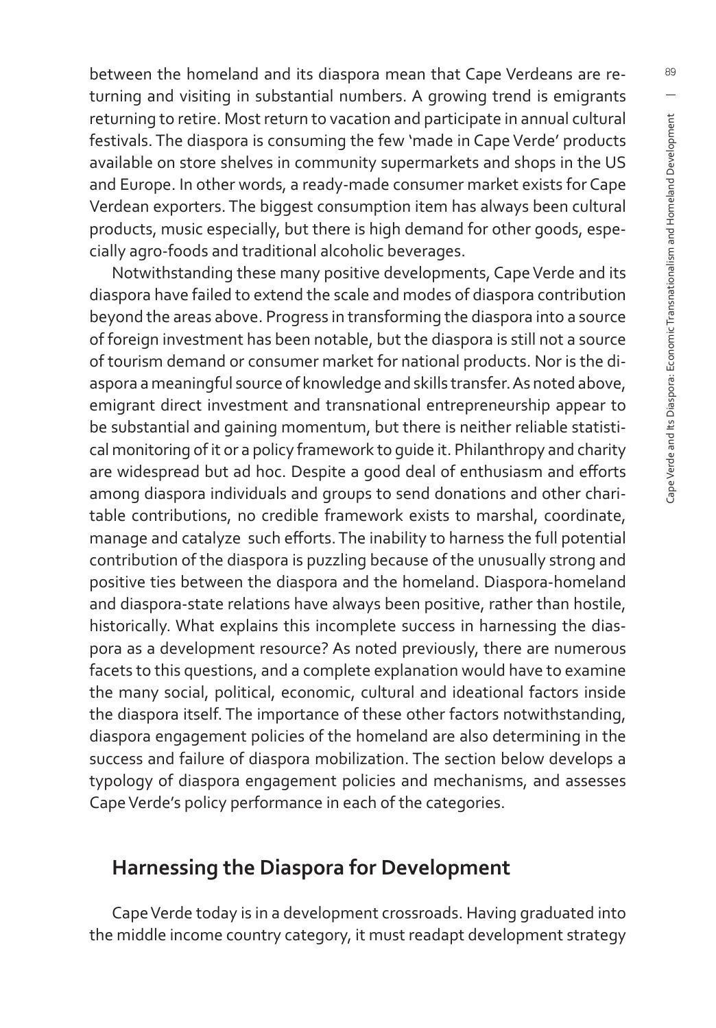between the homeland and its diaspora mean that Cape Verdeans are returning and visiting in substantial numbers. A growing trend is emigrants returning to retire. Most return to vacation and participate in annual cultural festivals. The diaspora is consuming the few 'made in Cape Verde' products available on store shelves in community supermarkets and shops in the US and Europe. In other words, a ready-made consumer market exists for Cape Verdean exporters. The biggest consumption item has always been cultural products, music especially, but there is high demand for other goods, especially agro-foods and traditional alcoholic beverages.

Notwithstanding these many positive developments, Cape Verde and its diaspora have failed to extend the scale and modes of diaspora contribution beyond the areas above. Progress in transforming the diaspora into a source of foreign investment has been notable, but the diaspora is still not a source of tourism demand or consumer market for national products. Nor is the diaspora a meaningful source of knowledge and skills transfer. As noted above, emigrant direct investment and transnational entrepreneurship appear to be substantial and gaining momentum, but there is neither reliable statistical monitoring of it or a policy framework to guide it. Philanthropy and charity are widespread but ad hoc. Despite a good deal of enthusiasm and efforts among diaspora individuals and groups to send donations and other charitable contributions, no credible framework exists to marshal, coordinate, manage and catalyze such efforts. The inability to harness the full potential contribution of the diaspora is puzzling because of the unusually strong and positive ties between the diaspora and the homeland. Diaspora-homeland and diaspora-state relations have always been positive, rather than hostile, historically. What explains this incomplete success in harnessing the diaspora as a development resource? As noted previously, there are numerous facets to this questions, and a complete explanation would have to examine the many social, political, economic, cultural and ideational factors inside the diaspora itself. The importance of these other factors notwithstanding, diaspora engagement policies of the homeland are also determining in the success and failure of diaspora mobilization. The section below develops a typology of diaspora engagement policies and mechanisms, and assesses Cape Verde's policy performance in each of the categories.

## Harnessing the Diaspora for Development

Cape Verde today is in a development crossroads. Having graduated into the middle income country category, it must readapt development strategy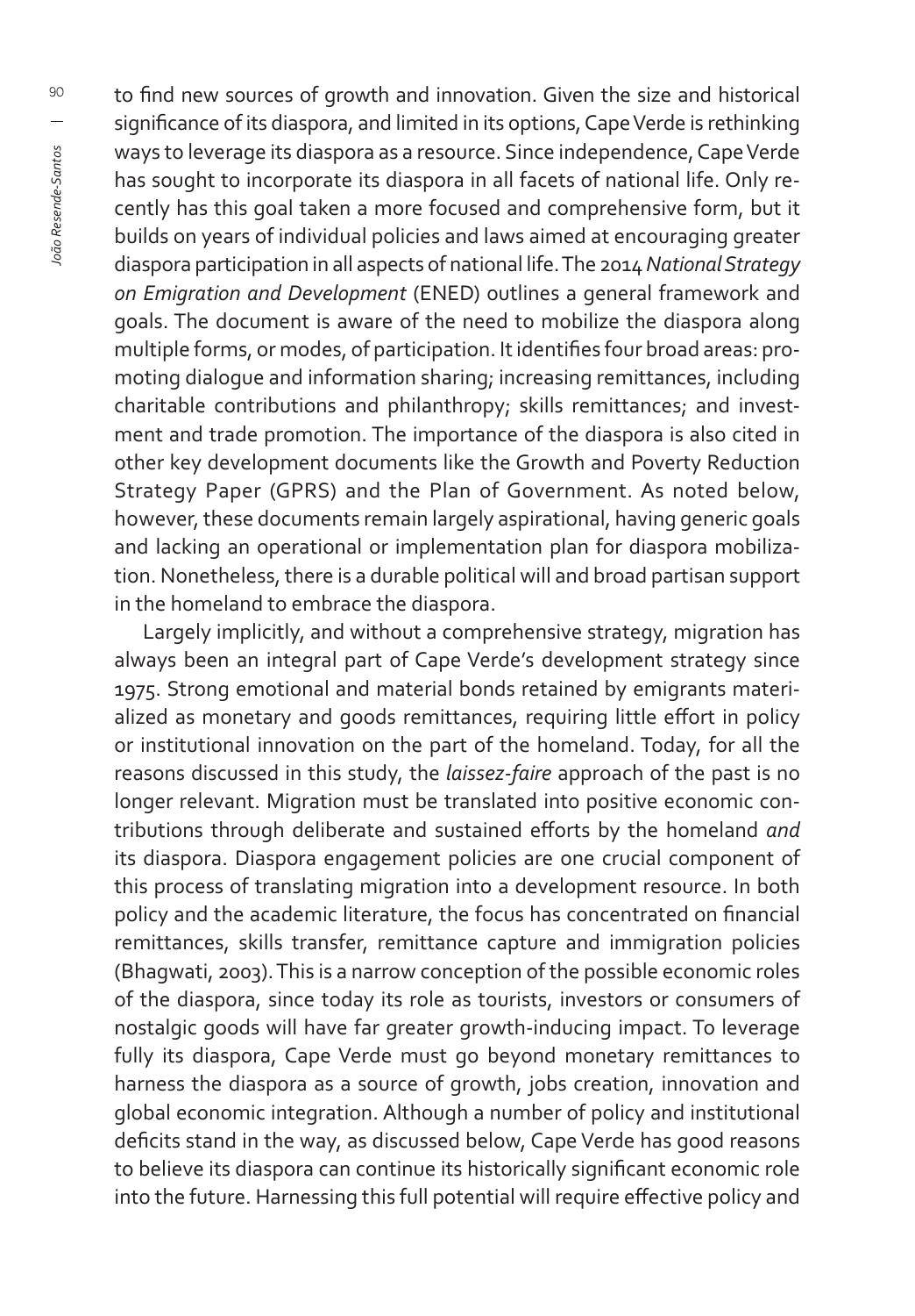to find new sources of growth and innovation. Given the size and historical significance of its diaspora, and limited in its options, Cape Verde is rethinking ways to leverage its diaspora as a resource. Since independence, Cape Verde has sought to incorporate its diaspora in all facets of national life. Only recently has this goal taken a more focused and comprehensive form, but it builds on years of individual policies and laws aimed at encouraging greater diaspora participation in all aspects of national life. The 2014 *National Strategy on Emigration and Development* (ENED) outlines a general framework and goals. The document is aware of the need to mobilize the diaspora along multiple forms, or modes, of participation. It identifies four broad areas: promoting dialogue and information sharing; increasing remittances, including charitable contributions and philanthropy; skills remittances; and investment and trade promotion. The importance of the diaspora is also cited in other key development documents like the Growth and Poverty Reduction Strategy Paper (GPRS) and the Plan of Government. As noted below, however, these documents remain largely aspirational, having generic goals and lacking an operational or implementation plan for diaspora mobilization. Nonetheless, there is a durable political will and broad partisan support in the homeland to embrace the diaspora.

Largely implicitly, and without a comprehensive strategy, migration has always been an integral part of Cape Verde's development strategy since 1975. Strong emotional and material bonds retained by emigrants materialized as monetary and goods remittances, requiring little effort in policy or institutional innovation on the part of the homeland. Today, for all the reasons discussed in this study, the *laissez-faire* approach of the past is no longer relevant. Migration must be translated into positive economic contributions through deliberate and sustained efforts by the homeland *and* its diaspora. Diaspora engagement policies are one crucial component of this process of translating migration into a development resource. In both policy and the academic literature, the focus has concentrated on financial remittances, skills transfer, remittance capture and immigration policies (Bhagwati, 2003). This is a narrow conception of the possible economic roles of the diaspora, since today its role as tourists, investors or consumers of nostalgic goods will have far greater growth-inducing impact. To leverage fully its diaspora, Cape Verde must go beyond monetary remittances to harness the diaspora as a source of growth, jobs creation, innovation and global economic integration. Although a number of policy and institutional deficits stand in the way, as discussed below, Cape Verde has good reasons to believe its diaspora can continue its historically significant economic role into the future. Harnessing this full potential will require effective policy and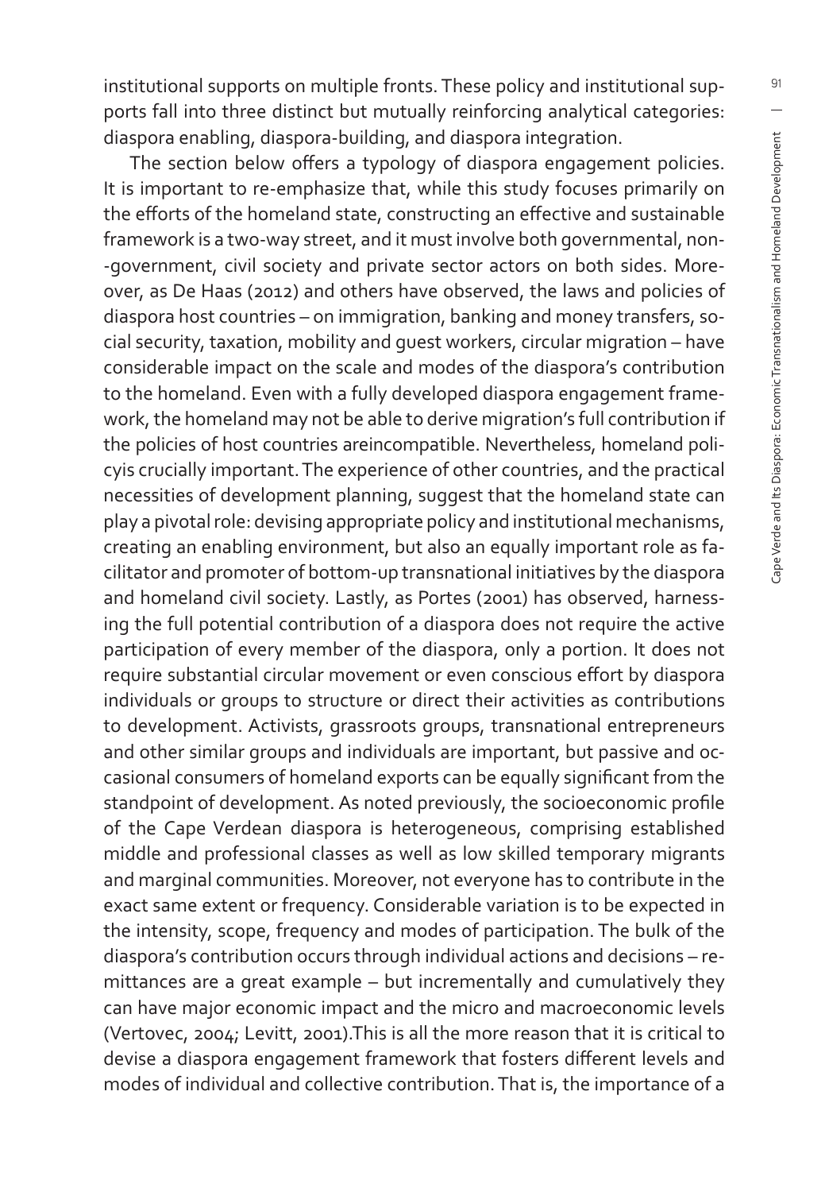institutional supports on multiple fronts. These policy and institutional supports fall into three distinct but mutually reinforcing analytical categories: diaspora enabling, diaspora-building, and diaspora integration.

The section below offers a typology of diaspora engagement policies. It is important to re-emphasize that, while this study focuses primarily on the efforts of the homeland state, constructing an effective and sustainable framework is a two-way street, and it must involve both governmental, non--government, civil society and private sector actors on both sides. Moreover, as De Haas (2012) and others have observed, the laws and policies of diaspora host countries – on immigration, banking and money transfers, social security, taxation, mobility and guest workers, circular migration – have considerable impact on the scale and modes of the diaspora's contribution to the homeland. Even with a fully developed diaspora engagement framework, the homeland may not be able to derive migration's full contribution if the policies of host countries areincompatible. Nevertheless, homeland policyis crucially important. The experience of other countries, and the practical necessities of development planning, suggest that the homeland state can play a pivotal role: devising appropriate policy and institutional mechanisms, creating an enabling environment, but also an equally important role as facilitator and promoter of bottom-up transnational initiatives by the diaspora and homeland civil society. Lastly, as Portes (2001) has observed, harnessing the full potential contribution of a diaspora does not require the active participation of every member of the diaspora, only a portion. It does not require substantial circular movement or even conscious effort by diaspora individuals or groups to structure or direct their activities as contributions to development. Activists, grassroots groups, transnational entrepreneurs and other similar groups and individuals are important, but passive and occasional consumers of homeland exports can be equally significant from the standpoint of development. As noted previously, the socioeconomic profile of the Cape Verdean diaspora is heterogeneous, comprising established middle and professional classes as well as low skilled temporary migrants and marginal communities. Moreover, not everyone has to contribute in the exact same extent or frequency. Considerable variation is to be expected in the intensity, scope, frequency and modes of participation. The bulk of the diaspora's contribution occurs through individual actions and decisions – remittances are a great example – but incrementally and cumulatively they can have major economic impact and the micro and macroeconomic levels (Vertovec, 2004; Levitt, 2001).This is all the more reason that it is critical to devise a diaspora engagement framework that fosters different levels and modes of individual and collective contribution. That is, the importance of a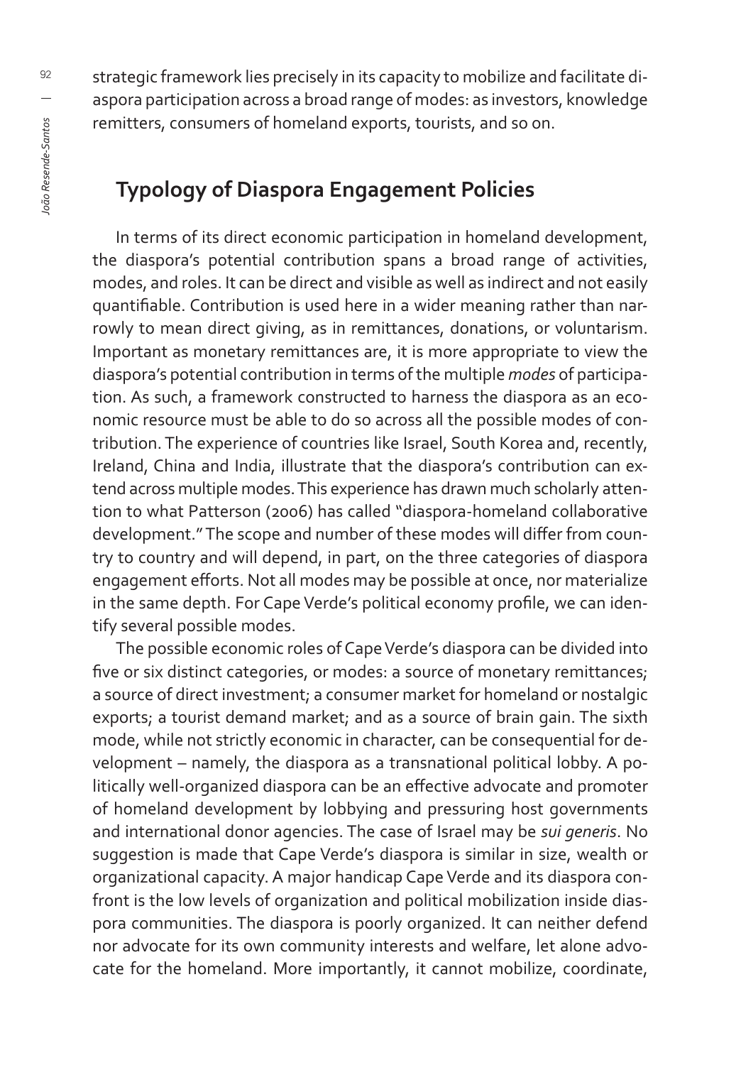strategic framework lies precisely in its capacity to mobilize and facilitate diaspora participation across a broad range of modes: as investors, knowledge remitters, consumers of homeland exports, tourists, and so on.

## Typology of Diaspora Engagement Policies

In terms of its direct economic participation in homeland development, the diaspora's potential contribution spans a broad range of activities, modes, and roles. It can be direct and visible as well as indirect and not easily quantifiable. Contribution is used here in a wider meaning rather than narrowly to mean direct giving, as in remittances, donations, or voluntarism. Important as monetary remittances are, it is more appropriate to view the diaspora's potential contribution in terms of the multiple *modes* of participation. As such, a framework constructed to harness the diaspora as an economic resource must be able to do so across all the possible modes of contribution. The experience of countries like Israel, South Korea and, recently, Ireland, China and India, illustrate that the diaspora's contribution can extend across multiple modes. This experience has drawn much scholarly attention to what Patterson (2006) has called "diaspora-homeland collaborative development." The scope and number of these modes will differ from country to country and will depend, in part, on the three categories of diaspora engagement efforts. Not all modes may be possible at once, nor materialize in the same depth. For Cape Verde's political economy profile, we can identify several possible modes.

The possible economic roles of Cape Verde's diaspora can be divided into five or six distinct categories, or modes: a source of monetary remittances; a source of direct investment; a consumer market for homeland or nostalgic exports; a tourist demand market; and as a source of brain gain. The sixth mode, while not strictly economic in character, can be consequential for development – namely, the diaspora as a transnational political lobby. A politically well-organized diaspora can be an effective advocate and promoter of homeland development by lobbying and pressuring host governments and international donor agencies. The case of Israel may be *sui generis*. No suggestion is made that Cape Verde's diaspora is similar in size, wealth or organizational capacity. A major handicap Cape Verde and its diaspora confront is the low levels of organization and political mobilization inside diaspora communities. The diaspora is poorly organized. It can neither defend nor advocate for its own community interests and welfare, let alone advocate for the homeland. More importantly, it cannot mobilize, coordinate,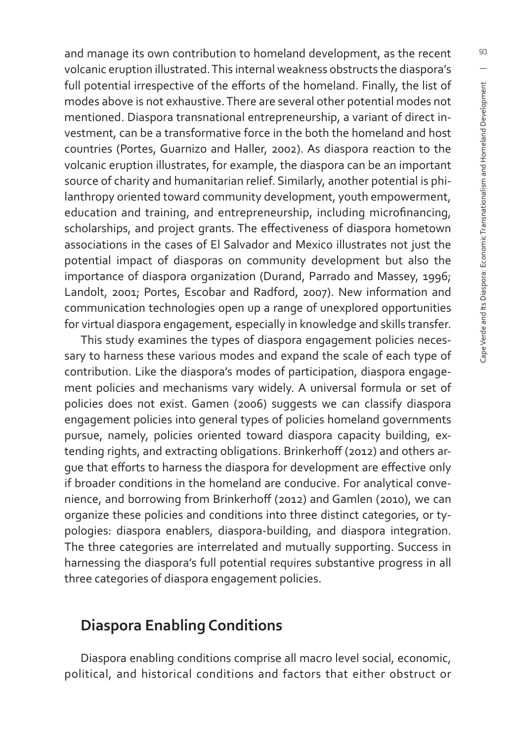and manage its own contribution to homeland development, as the recent volcanic eruption illustrated. This internal weakness obstructs the diaspora's full potential irrespective of the efforts of the homeland. Finally, the list of modes above is not exhaustive. There are several other potential modes not mentioned. Diaspora transnational entrepreneurship, a variant of direct investment, can be a transformative force in the both the homeland and host countries (Portes, Guarnizo and Haller, 2002). As diaspora reaction to the volcanic eruption illustrates, for example, the diaspora can be an important source of charity and humanitarian relief. Similarly, another potential is philanthropy oriented toward community development, youth empowerment, education and training, and entrepreneurship, including microfinancing, scholarships, and project grants. The effectiveness of diaspora hometown associations in the cases of El Salvador and Mexico illustrates not just the potential impact of diasporas on community development but also the importance of diaspora organization (Durand, Parrado and Massey, 1996; Landolt, 2001; Portes, Escobar and Radford, 2007). New information and communication technologies open up a range of unexplored opportunities for virtual diaspora engagement, especially in knowledge and skills transfer.

This study examines the types of diaspora engagement policies necessary to harness these various modes and expand the scale of each type of contribution. Like the diaspora's modes of participation, diaspora engagement policies and mechanisms vary widely. A universal formula or set of policies does not exist. Gamen (2006) suggests we can classify diaspora engagement policies into general types of policies homeland governments pursue, namely, policies oriented toward diaspora capacity building, extending rights, and extracting obligations. Brinkerhoff (2012) and others argue that efforts to harness the diaspora for development are effective only if broader conditions in the homeland are conducive. For analytical convenience, and borrowing from Brinkerhoff (2012) and Gamlen (2010), we can organize these policies and conditions into three distinct categories, or typologies: diaspora enablers, diaspora-building, and diaspora integration. The three categories are interrelated and mutually supporting. Success in harnessing the diaspora's full potential requires substantive progress in all three categories of diaspora engagement policies.

## Diaspora Enabling Conditions

Diaspora enabling conditions comprise all macro level social, economic, political, and historical conditions and factors that either obstruct or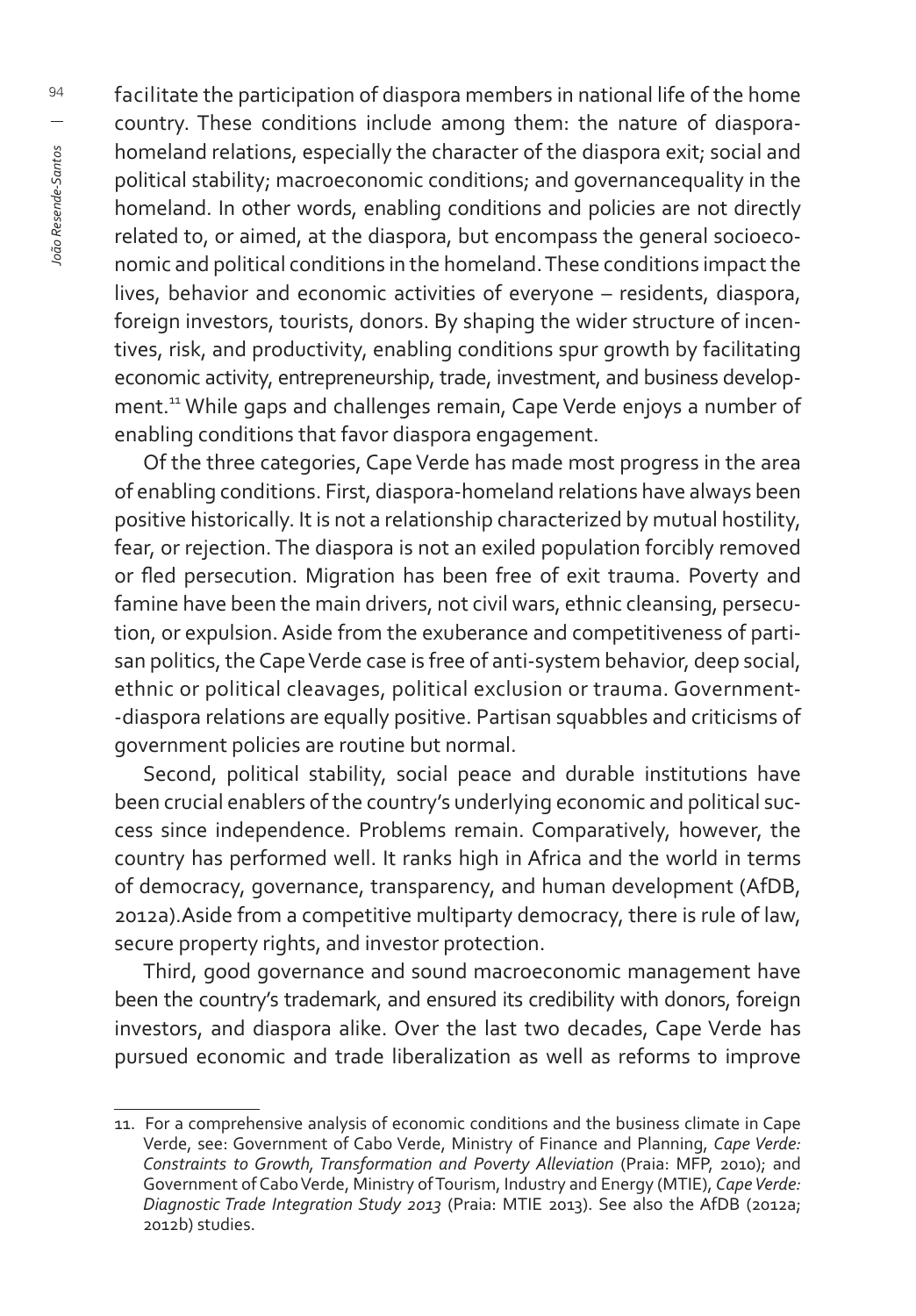facilitate the participation of diaspora members in national life of the home country. These conditions include among them: the nature of diaspora-homeland relations, especially the character of the diaspora exit; social and political stability; macroeconomic conditions; and governancequality in the homeland. In other words, enabling conditions and policies are not directly related to, or aimed, at the diaspora, but encompass the general socioeconomic and political conditions in the homeland. These conditions impact the lives, behavior and economic activities of everyone – residents, diaspora, foreign investors, tourists, donors. By shaping the wider structure of incentives, risk, and productivity, enabling conditions spur growth by facilitating economic activity, entrepreneurship, trade, investment, and business development.[11] While gaps and challenges remain, Cape Verde enjoys a number of enabling conditions that favor diaspora engagement.

Of the three categories, Cape Verde has made most progress in the area of enabling conditions. First, diaspora-homeland relations have always been positive historically. It is not a relationship characterized by mutual hostility, fear, or rejection. The diaspora is not an exiled population forcibly removed or fled persecution. Migration has been free of exit trauma. Poverty and famine have been the main drivers, not civil wars, ethnic cleansing, persecution, or expulsion. Aside from the exuberance and competitiveness of partisan politics, the Cape Verde case is free of anti-system behavior, deep social, ethnic or political cleavages, political exclusion or trauma. Government--diaspora relations are equally positive. Partisan squabbles and criticisms of government policies are routine but normal.

Second, political stability, social peace and durable institutions have been crucial enablers of the country's underlying economic and political success since independence. Problems remain. Comparatively, however, the country has performed well. It ranks high in Africa and the world in terms of democracy, governance, transparency, and human development (AfDB, 2012a).Aside from a competitive multiparty democracy, there is rule of law, secure property rights, and investor protection.

Third, good governance and sound macroeconomic management have been the country's trademark, and ensured its credibility with donors, foreign investors, and diaspora alike. Over the last two decades, Cape Verde has pursued economic and trade liberalization as well as reforms to improve

---

11. For a comprehensive analysis of economic conditions and the business climate in Cape Verde, see: Government of Cabo Verde, Ministry of Finance and Planning, *Cape Verde: Constraints to Growth, Transformation and Poverty Alleviation* (Praia: MFP, 2010); and Government of Cabo Verde, Ministry of Tourism, Industry and Energy (MTIE), *Cape Verde: Diagnostic Trade Integration Study 2013* (Praia: MTIE 2013). See also the AfDB (2012a; 2012b) studies.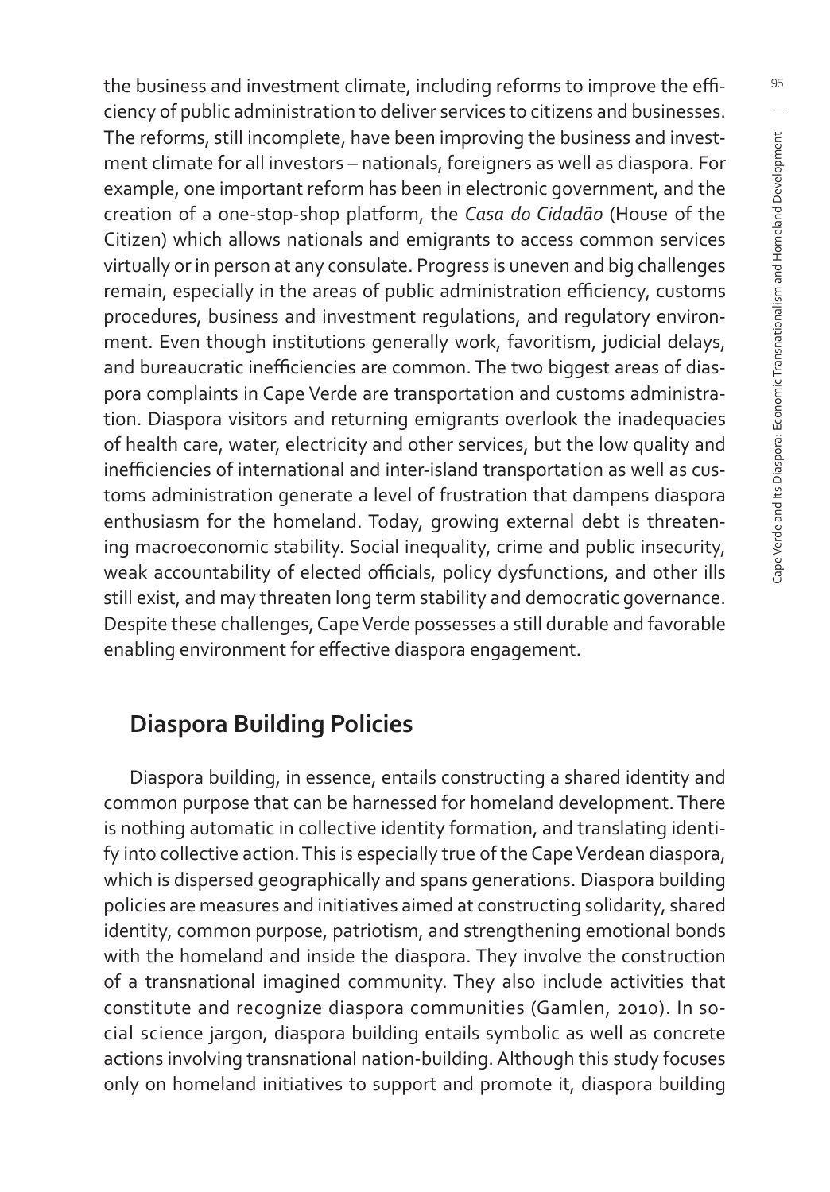the business and investment climate, including reforms to improve the efficiency of public administration to deliver services to citizens and businesses. The reforms, still incomplete, have been improving the business and investment climate for all investors – nationals, foreigners as well as diaspora. For example, one important reform has been in electronic government, and the creation of a one-stop-shop platform, the *Casa do Cidadão* (House of the Citizen) which allows nationals and emigrants to access common services virtually or in person at any consulate. Progress is uneven and big challenges remain, especially in the areas of public administration efficiency, customs procedures, business and investment regulations, and regulatory environment. Even though institutions generally work, favoritism, judicial delays, and bureaucratic inefficiencies are common. The two biggest areas of diaspora complaints in Cape Verde are transportation and customs administration. Diaspora visitors and returning emigrants overlook the inadequacies of health care, water, electricity and other services, but the low quality and inefficiencies of international and inter-island transportation as well as customs administration generate a level of frustration that dampens diaspora enthusiasm for the homeland. Today, growing external debt is threatening macroeconomic stability. Social inequality, crime and public insecurity, weak accountability of elected officials, policy dysfunctions, and other ills still exist, and may threaten long term stability and democratic governance. Despite these challenges, Cape Verde possesses a still durable and favorable enabling environment for effective diaspora engagement.

## Diaspora Building Policies

Diaspora building, in essence, entails constructing a shared identity and common purpose that can be harnessed for homeland development. There is nothing automatic in collective identity formation, and translating identify into collective action. This is especially true of the Cape Verdean diaspora, which is dispersed geographically and spans generations. Diaspora building policies are measures and initiatives aimed at constructing solidarity, shared identity, common purpose, patriotism, and strengthening emotional bonds with the homeland and inside the diaspora. They involve the construction of a transnational imagined community. They also include activities that constitute and recognize diaspora communities (Gamlen, 2010). In social science jargon, diaspora building entails symbolic as well as concrete actions involving transnational nation-building. Although this study focuses only on homeland initiatives to support and promote it, diaspora building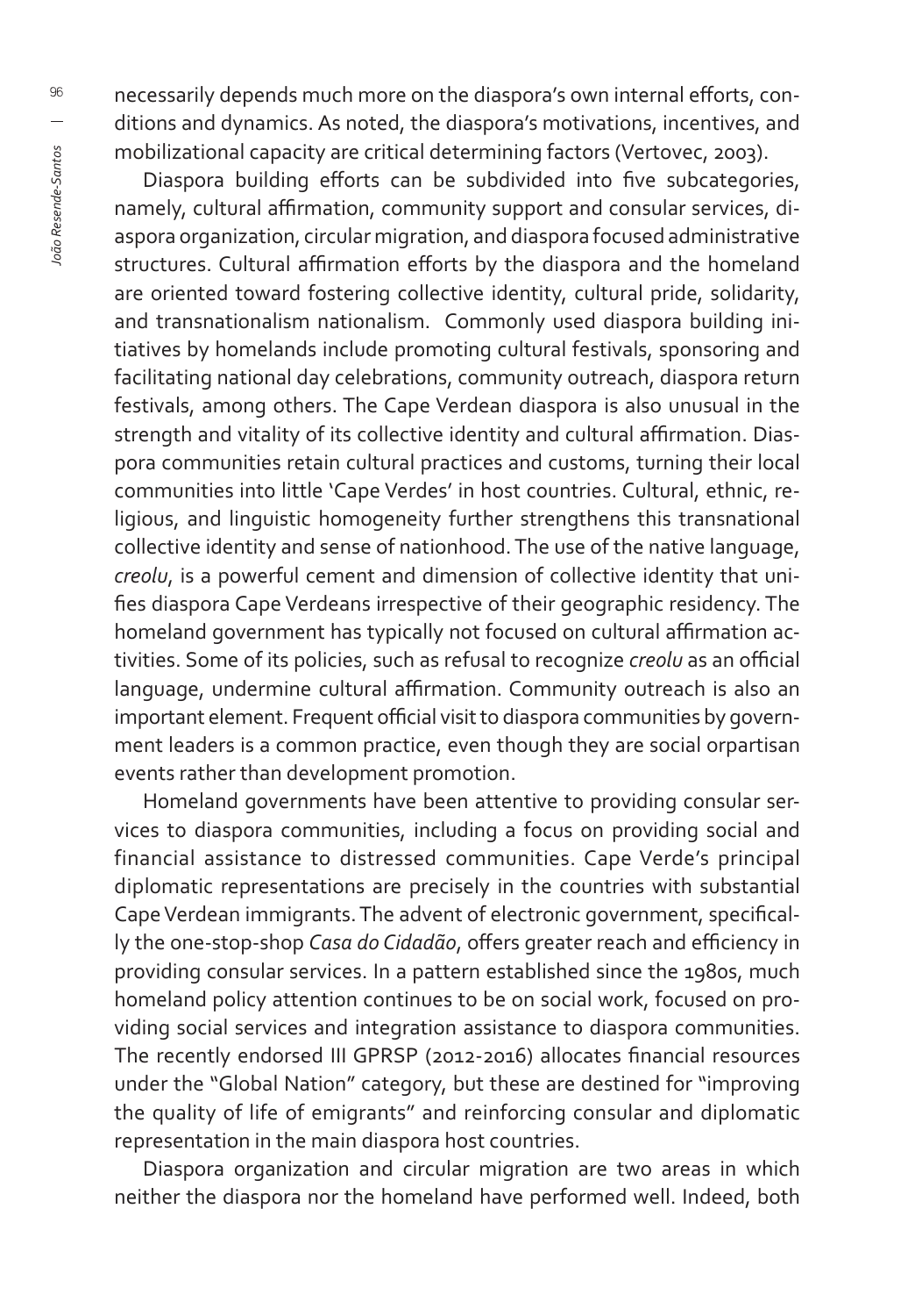necessarily depends much more on the diaspora's own internal efforts, conditions and dynamics. As noted, the diaspora's motivations, incentives, and mobilizational capacity are critical determining factors (Vertovec, 2003).

Diaspora building efforts can be subdivided into five subcategories, namely, cultural affirmation, community support and consular services, diaspora organization, circular migration, and diaspora focused administrative structures. Cultural affirmation efforts by the diaspora and the homeland are oriented toward fostering collective identity, cultural pride, solidarity, and transnationalism nationalism. Commonly used diaspora building initiatives by homelands include promoting cultural festivals, sponsoring and facilitating national day celebrations, community outreach, diaspora return festivals, among others. The Cape Verdean diaspora is also unusual in the strength and vitality of its collective identity and cultural affirmation. Diaspora communities retain cultural practices and customs, turning their local communities into little 'Cape Verdes' in host countries. Cultural, ethnic, religious, and linguistic homogeneity further strengthens this transnational collective identity and sense of nationhood. The use of the native language, *creolu*, is a powerful cement and dimension of collective identity that unifies diaspora Cape Verdeans irrespective of their geographic residency. The homeland government has typically not focused on cultural affirmation activities. Some of its policies, such as refusal to recognize *creolu* as an official language, undermine cultural affirmation. Community outreach is also an important element. Frequent official visit to diaspora communities by government leaders is a common practice, even though they are social orpartisan events rather than development promotion.

Homeland governments have been attentive to providing consular services to diaspora communities, including a focus on providing social and financial assistance to distressed communities. Cape Verde's principal diplomatic representations are precisely in the countries with substantial Cape Verdean immigrants. The advent of electronic government, specifically the one-stop-shop *Casa do Cidadão*, offers greater reach and efficiency in providing consular services. In a pattern established since the 1980s, much homeland policy attention continues to be on social work, focused on providing social services and integration assistance to diaspora communities. The recently endorsed III GPRSP (2012-2016) allocates financial resources under the "Global Nation" category, but these are destined for "improving the quality of life of emigrants" and reinforcing consular and diplomatic representation in the main diaspora host countries.

Diaspora organization and circular migration are two areas in which neither the diaspora nor the homeland have performed well. Indeed, both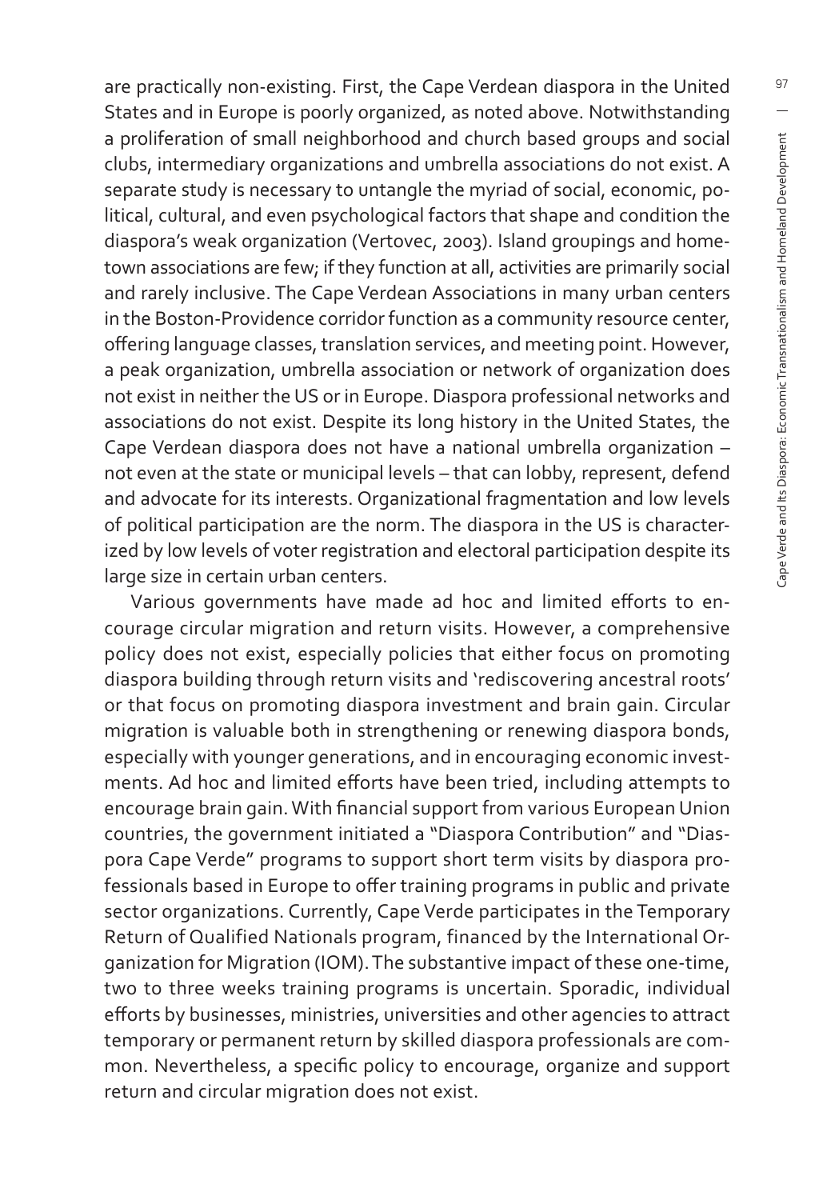are practically non-existing. First, the Cape Verdean diaspora in the United States and in Europe is poorly organized, as noted above. Notwithstanding a proliferation of small neighborhood and church based groups and social clubs, intermediary organizations and umbrella associations do not exist. A separate study is necessary to untangle the myriad of social, economic, political, cultural, and even psychological factors that shape and condition the diaspora's weak organization (Vertovec, 2003). Island groupings and hometown associations are few; if they function at all, activities are primarily social and rarely inclusive. The Cape Verdean Associations in many urban centers in the Boston-Providence corridor function as a community resource center, offering language classes, translation services, and meeting point. However, a peak organization, umbrella association or network of organization does not exist in neither the US or in Europe. Diaspora professional networks and associations do not exist. Despite its long history in the United States, the Cape Verdean diaspora does not have a national umbrella organization – not even at the state or municipal levels – that can lobby, represent, defend and advocate for its interests. Organizational fragmentation and low levels of political participation are the norm. The diaspora in the US is characterized by low levels of voter registration and electoral participation despite its large size in certain urban centers.

Various governments have made ad hoc and limited efforts to encourage circular migration and return visits. However, a comprehensive policy does not exist, especially policies that either focus on promoting diaspora building through return visits and 'rediscovering ancestral roots' or that focus on promoting diaspora investment and brain gain. Circular migration is valuable both in strengthening or renewing diaspora bonds, especially with younger generations, and in encouraging economic investments. Ad hoc and limited efforts have been tried, including attempts to encourage brain gain. With financial support from various European Union countries, the government initiated a "Diaspora Contribution" and "Diaspora Cape Verde" programs to support short term visits by diaspora professionals based in Europe to offer training programs in public and private sector organizations. Currently, Cape Verde participates in the Temporary Return of Qualified Nationals program, financed by the International Organization for Migration (IOM). The substantive impact of these one-time, two to three weeks training programs is uncertain. Sporadic, individual efforts by businesses, ministries, universities and other agencies to attract temporary or permanent return by skilled diaspora professionals are common. Nevertheless, a specific policy to encourage, organize and support return and circular migration does not exist.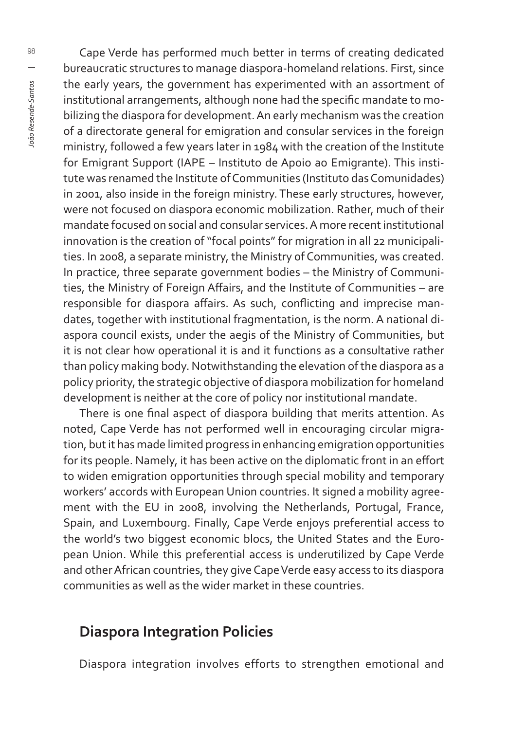Cape Verde has performed much better in terms of creating dedicated bureaucratic structures to manage diaspora-homeland relations. First, since the early years, the government has experimented with an assortment of institutional arrangements, although none had the specific mandate to mobilizing the diaspora for development. An early mechanism was the creation of a directorate general for emigration and consular services in the foreign ministry, followed a few years later in 1984 with the creation of the Institute for Emigrant Support (IAPE – Instituto de Apoio ao Emigrante). This institute was renamed the Institute of Communities (Instituto das Comunidades) in 2001, also inside in the foreign ministry. These early structures, however, were not focused on diaspora economic mobilization. Rather, much of their mandate focused on social and consular services. A more recent institutional innovation is the creation of "focal points" for migration in all 22 municipalities. In 2008, a separate ministry, the Ministry of Communities, was created. In practice, three separate government bodies – the Ministry of Communities, the Ministry of Foreign Affairs, and the Institute of Communities – are responsible for diaspora affairs. As such, conflicting and imprecise mandates, together with institutional fragmentation, is the norm. A national diaspora council exists, under the aegis of the Ministry of Communities, but it is not clear how operational it is and it functions as a consultative rather than policy making body. Notwithstanding the elevation of the diaspora as a policy priority, the strategic objective of diaspora mobilization for homeland development is neither at the core of policy nor institutional mandate.

There is one final aspect of diaspora building that merits attention. As noted, Cape Verde has not performed well in encouraging circular migration, but it has made limited progress in enhancing emigration opportunities for its people. Namely, it has been active on the diplomatic front in an effort to widen emigration opportunities through special mobility and temporary workers' accords with European Union countries. It signed a mobility agreement with the EU in 2008, involving the Netherlands, Portugal, France, Spain, and Luxembourg. Finally, Cape Verde enjoys preferential access to the world's two biggest economic blocs, the United States and the European Union. While this preferential access is underutilized by Cape Verde and other African countries, they give Cape Verde easy access to its diaspora communities as well as the wider market in these countries.

## Diaspora Integration Policies

Diaspora integration involves efforts to strengthen emotional and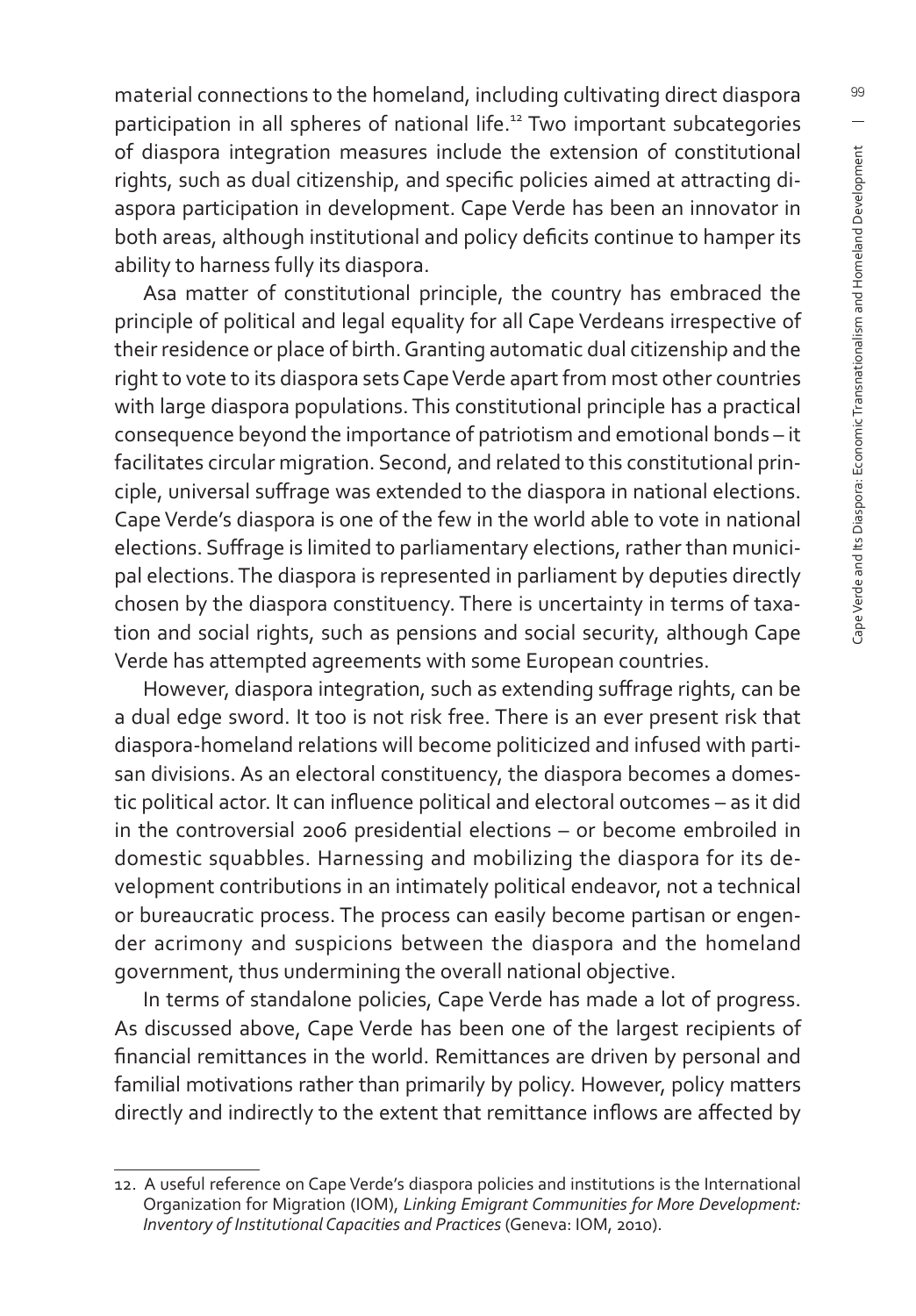material connections to the homeland, including cultivating direct diaspora participation in all spheres of national life.[12] Two important subcategories of diaspora integration measures include the extension of constitutional rights, such as dual citizenship, and specific policies aimed at attracting diaspora participation in development. Cape Verde has been an innovator in both areas, although institutional and policy deficits continue to hamper its ability to harness fully its diaspora.

Asa matter of constitutional principle, the country has embraced the principle of political and legal equality for all Cape Verdeans irrespective of their residence or place of birth. Granting automatic dual citizenship and the right to vote to its diaspora sets Cape Verde apart from most other countries with large diaspora populations. This constitutional principle has a practical consequence beyond the importance of patriotism and emotional bonds – it facilitates circular migration. Second, and related to this constitutional principle, universal suffrage was extended to the diaspora in national elections. Cape Verde's diaspora is one of the few in the world able to vote in national elections. Suffrage is limited to parliamentary elections, rather than municipal elections. The diaspora is represented in parliament by deputies directly chosen by the diaspora constituency. There is uncertainty in terms of taxation and social rights, such as pensions and social security, although Cape Verde has attempted agreements with some European countries.

However, diaspora integration, such as extending suffrage rights, can be a dual edge sword. It too is not risk free. There is an ever present risk that diaspora-homeland relations will become politicized and infused with partisan divisions. As an electoral constituency, the diaspora becomes a domestic political actor. It can influence political and electoral outcomes – as it did in the controversial 2006 presidential elections – or become embroiled in domestic squabbles. Harnessing and mobilizing the diaspora for its development contributions in an intimately political endeavor, not a technical or bureaucratic process. The process can easily become partisan or engender acrimony and suspicions between the diaspora and the homeland government, thus undermining the overall national objective.

In terms of standalone policies, Cape Verde has made a lot of progress. As discussed above, Cape Verde has been one of the largest recipients of financial remittances in the world. Remittances are driven by personal and familial motivations rather than primarily by policy. However, policy matters directly and indirectly to the extent that remittance inflows are affected by

---

12. A useful reference on Cape Verde's diaspora policies and institutions is the International Organization for Migration (IOM), *Linking Emigrant Communities for More Development: Inventory of Institutional Capacities and Practices* (Geneva: IOM, 2010).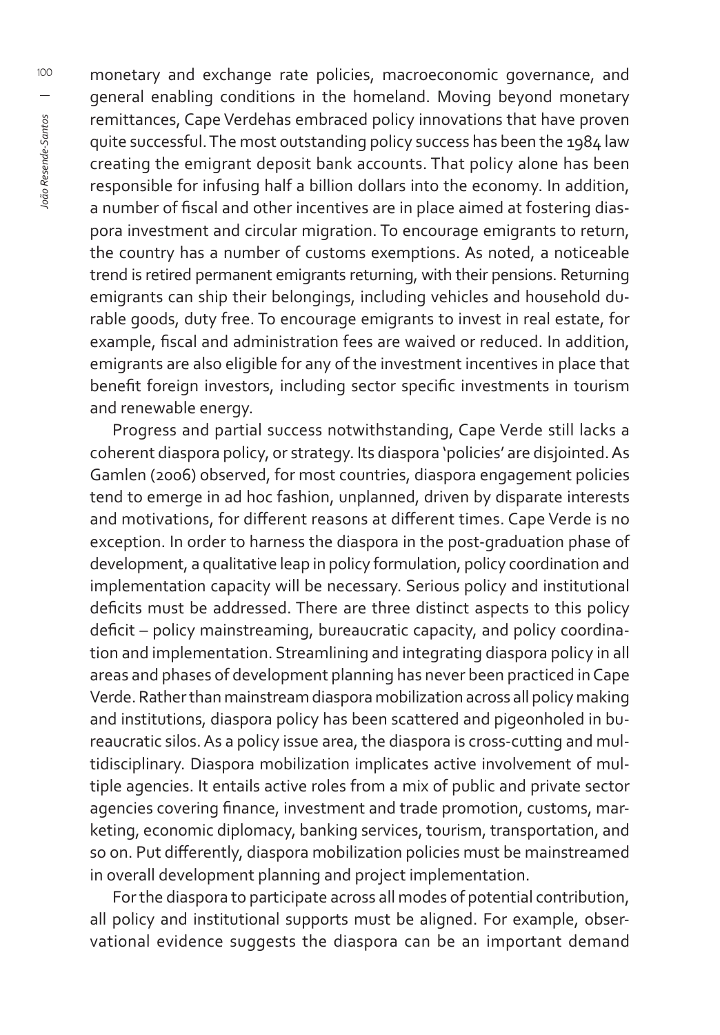monetary and exchange rate policies, macroeconomic governance, and general enabling conditions in the homeland. Moving beyond monetary remittances, Cape Verdehas embraced policy innovations that have proven quite successful. The most outstanding policy success has been the 1984 law creating the emigrant deposit bank accounts. That policy alone has been responsible for infusing half a billion dollars into the economy. In addition, a number of fiscal and other incentives are in place aimed at fostering diaspora investment and circular migration. To encourage emigrants to return, the country has a number of customs exemptions. As noted, a noticeable trend is retired permanent emigrants returning, with their pensions. Returning emigrants can ship their belongings, including vehicles and household durable goods, duty free. To encourage emigrants to invest in real estate, for example, fiscal and administration fees are waived or reduced. In addition, emigrants are also eligible for any of the investment incentives in place that benefit foreign investors, including sector specific investments in tourism and renewable energy.

Progress and partial success notwithstanding, Cape Verde still lacks a coherent diaspora policy, or strategy. Its diaspora 'policies' are disjointed. As Gamlen (2006) observed, for most countries, diaspora engagement policies tend to emerge in ad hoc fashion, unplanned, driven by disparate interests and motivations, for different reasons at different times. Cape Verde is no exception. In order to harness the diaspora in the post-graduation phase of development, a qualitative leap in policy formulation, policy coordination and implementation capacity will be necessary. Serious policy and institutional deficits must be addressed. There are three distinct aspects to this policy deficit – policy mainstreaming, bureaucratic capacity, and policy coordination and implementation. Streamlining and integrating diaspora policy in all areas and phases of development planning has never been practiced in Cape Verde. Rather than mainstream diaspora mobilization across all policy making and institutions, diaspora policy has been scattered and pigeonholed in bureaucratic silos. As a policy issue area, the diaspora is cross-cutting and multidisciplinary. Diaspora mobilization implicates active involvement of multiple agencies. It entails active roles from a mix of public and private sector agencies covering finance, investment and trade promotion, customs, marketing, economic diplomacy, banking services, tourism, transportation, and so on. Put differently, diaspora mobilization policies must be mainstreamed in overall development planning and project implementation.

For the diaspora to participate across all modes of potential contribution, all policy and institutional supports must be aligned. For example, observational evidence suggests the diaspora can be an important demand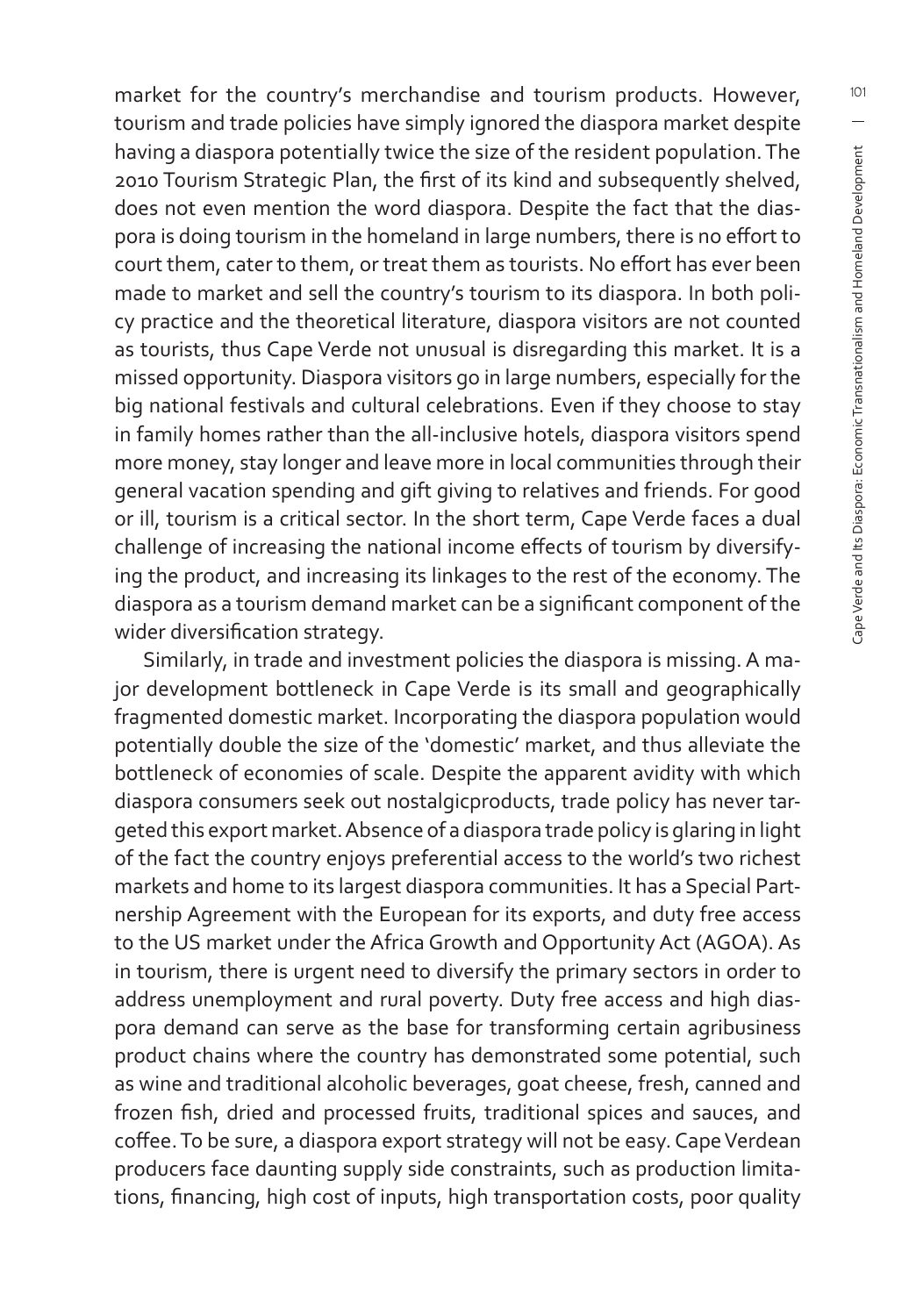market for the country's merchandise and tourism products. However, tourism and trade policies have simply ignored the diaspora market despite having a diaspora potentially twice the size of the resident population. The 2010 Tourism Strategic Plan, the first of its kind and subsequently shelved, does not even mention the word diaspora. Despite the fact that the diaspora is doing tourism in the homeland in large numbers, there is no effort to court them, cater to them, or treat them as tourists. No effort has ever been made to market and sell the country's tourism to its diaspora. In both policy practice and the theoretical literature, diaspora visitors are not counted as tourists, thus Cape Verde not unusual is disregarding this market. It is a missed opportunity. Diaspora visitors go in large numbers, especially for the big national festivals and cultural celebrations. Even if they choose to stay in family homes rather than the all-inclusive hotels, diaspora visitors spend more money, stay longer and leave more in local communities through their general vacation spending and gift giving to relatives and friends. For good or ill, tourism is a critical sector. In the short term, Cape Verde faces a dual challenge of increasing the national income effects of tourism by diversifying the product, and increasing its linkages to the rest of the economy. The diaspora as a tourism demand market can be a significant component of the wider diversification strategy.

Similarly, in trade and investment policies the diaspora is missing. A major development bottleneck in Cape Verde is its small and geographically fragmented domestic market. Incorporating the diaspora population would potentially double the size of the 'domestic' market, and thus alleviate the bottleneck of economies of scale. Despite the apparent avidity with which diaspora consumers seek out nostalgicproducts, trade policy has never targeted this export market. Absence of a diaspora trade policy is glaring in light of the fact the country enjoys preferential access to the world's two richest markets and home to its largest diaspora communities. It has a Special Partnership Agreement with the European for its exports, and duty free access to the US market under the Africa Growth and Opportunity Act (AGOA). As in tourism, there is urgent need to diversify the primary sectors in order to address unemployment and rural poverty. Duty free access and high diaspora demand can serve as the base for transforming certain agribusiness product chains where the country has demonstrated some potential, such as wine and traditional alcoholic beverages, goat cheese, fresh, canned and frozen fish, dried and processed fruits, traditional spices and sauces, and coffee. To be sure, a diaspora export strategy will not be easy. Cape Verdean producers face daunting supply side constraints, such as production limitations, financing, high cost of inputs, high transportation costs, poor quality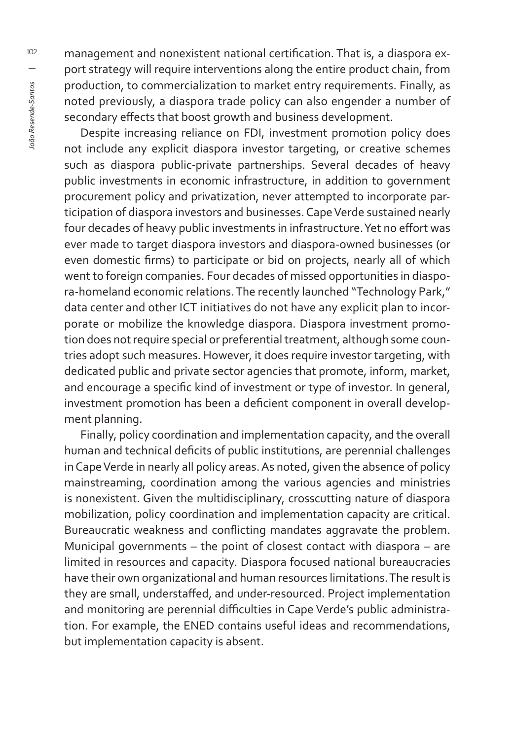management and nonexistent national certification. That is, a diaspora export strategy will require interventions along the entire product chain, from production, to commercialization to market entry requirements. Finally, as noted previously, a diaspora trade policy can also engender a number of secondary effects that boost growth and business development.

Despite increasing reliance on FDI, investment promotion policy does not include any explicit diaspora investor targeting, or creative schemes such as diaspora public-private partnerships. Several decades of heavy public investments in economic infrastructure, in addition to government procurement policy and privatization, never attempted to incorporate participation of diaspora investors and businesses. Cape Verde sustained nearly four decades of heavy public investments in infrastructure. Yet no effort was ever made to target diaspora investors and diaspora-owned businesses (or even domestic firms) to participate or bid on projects, nearly all of which went to foreign companies. Four decades of missed opportunities in diaspora-homeland economic relations. The recently launched "Technology Park," data center and other ICT initiatives do not have any explicit plan to incorporate or mobilize the knowledge diaspora. Diaspora investment promotion does not require special or preferential treatment, although some countries adopt such measures. However, it does require investor targeting, with dedicated public and private sector agencies that promote, inform, market, and encourage a specific kind of investment or type of investor. In general, investment promotion has been a deficient component in overall development planning.

Finally, policy coordination and implementation capacity, and the overall human and technical deficits of public institutions, are perennial challenges in Cape Verde in nearly all policy areas. As noted, given the absence of policy mainstreaming, coordination among the various agencies and ministries is nonexistent. Given the multidisciplinary, crosscutting nature of diaspora mobilization, policy coordination and implementation capacity are critical. Bureaucratic weakness and conflicting mandates aggravate the problem. Municipal governments – the point of closest contact with diaspora – are limited in resources and capacity. Diaspora focused national bureaucracies have their own organizational and human resources limitations. The result is they are small, understaffed, and under-resourced. Project implementation and monitoring are perennial difficulties in Cape Verde's public administration. For example, the ENED contains useful ideas and recommendations, but implementation capacity is absent.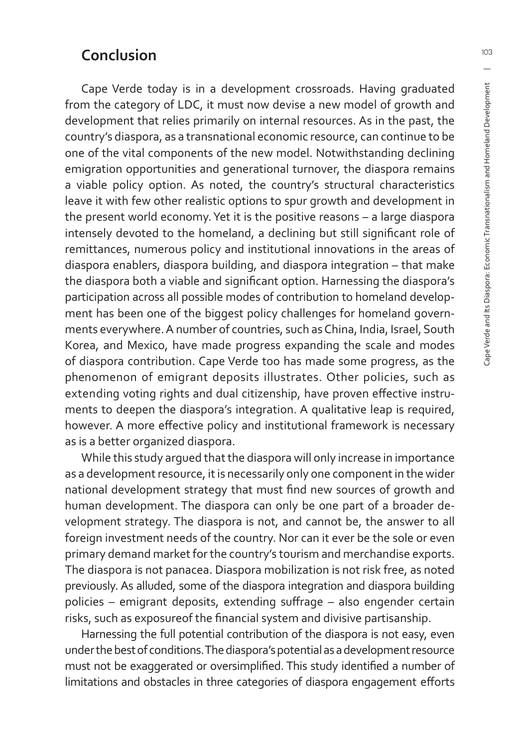## Conclusion

Cape Verde today is in a development crossroads. Having graduated from the category of LDC, it must now devise a new model of growth and development that relies primarily on internal resources. As in the past, the country's diaspora, as a transnational economic resource, can continue to be one of the vital components of the new model. Notwithstanding declining emigration opportunities and generational turnover, the diaspora remains a viable policy option. As noted, the country's structural characteristics leave it with few other realistic options to spur growth and development in the present world economy. Yet it is the positive reasons – a large diaspora intensely devoted to the homeland, a declining but still significant role of remittances, numerous policy and institutional innovations in the areas of diaspora enablers, diaspora building, and diaspora integration – that make the diaspora both a viable and significant option. Harnessing the diaspora's participation across all possible modes of contribution to homeland development has been one of the biggest policy challenges for homeland governments everywhere. A number of countries, such as China, India, Israel, South Korea, and Mexico, have made progress expanding the scale and modes of diaspora contribution. Cape Verde too has made some progress, as the phenomenon of emigrant deposits illustrates. Other policies, such as extending voting rights and dual citizenship, have proven effective instruments to deepen the diaspora's integration. A qualitative leap is required, however. A more effective policy and institutional framework is necessary as is a better organized diaspora.

While this study argued that the diaspora will only increase in importance as a development resource, it is necessarily only one component in the wider national development strategy that must find new sources of growth and human development. The diaspora can only be one part of a broader development strategy. The diaspora is not, and cannot be, the answer to all foreign investment needs of the country. Nor can it ever be the sole or even primary demand market for the country's tourism and merchandise exports. The diaspora is not panacea. Diaspora mobilization is not risk free, as noted previously. As alluded, some of the diaspora integration and diaspora building policies – emigrant deposits, extending suffrage – also engender certain risks, such as exposureof the financial system and divisive partisanship.

Harnessing the full potential contribution of the diaspora is not easy, even under the best of conditions. The diaspora's potential as a development resource must not be exaggerated or oversimplified. This study identified a number of limitations and obstacles in three categories of diaspora engagement efforts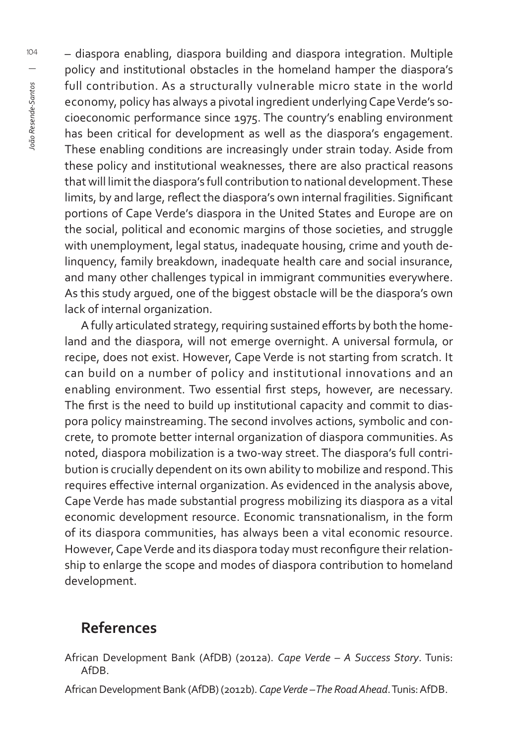– diaspora enabling, diaspora building and diaspora integration. Multiple policy and institutional obstacles in the homeland hamper the diaspora's full contribution. As a structurally vulnerable micro state in the world economy, policy has always a pivotal ingredient underlying Cape Verde's socioeconomic performance since 1975. The country's enabling environment has been critical for development as well as the diaspora's engagement. These enabling conditions are increasingly under strain today. Aside from these policy and institutional weaknesses, there are also practical reasons that will limit the diaspora's full contribution to national development. These limits, by and large, reflect the diaspora's own internal fragilities. Significant portions of Cape Verde's diaspora in the United States and Europe are on the social, political and economic margins of those societies, and struggle with unemployment, legal status, inadequate housing, crime and youth delinquency, family breakdown, inadequate health care and social insurance, and many other challenges typical in immigrant communities everywhere. As this study argued, one of the biggest obstacle will be the diaspora's own lack of internal organization.

A fully articulated strategy, requiring sustained efforts by both the homeland and the diaspora, will not emerge overnight. A universal formula, or recipe, does not exist. However, Cape Verde is not starting from scratch. It can build on a number of policy and institutional innovations and an enabling environment. Two essential first steps, however, are necessary. The first is the need to build up institutional capacity and commit to diaspora policy mainstreaming. The second involves actions, symbolic and concrete, to promote better internal organization of diaspora communities. As noted, diaspora mobilization is a two-way street. The diaspora's full contribution is crucially dependent on its own ability to mobilize and respond. This requires effective internal organization. As evidenced in the analysis above, Cape Verde has made substantial progress mobilizing its diaspora as a vital economic development resource. Economic transnationalism, in the form of its diaspora communities, has always been a vital economic resource. However, Cape Verde and its diaspora today must reconfigure their relationship to enlarge the scope and modes of diaspora contribution to homeland development.

## References

African Development Bank (AfDB) (2012a). *Cape Verde – A Success Story*. Tunis: AfDB.

African Development Bank (AfDB) (2012b). *Cape Verde – The Road Ahead*. Tunis: AfDB.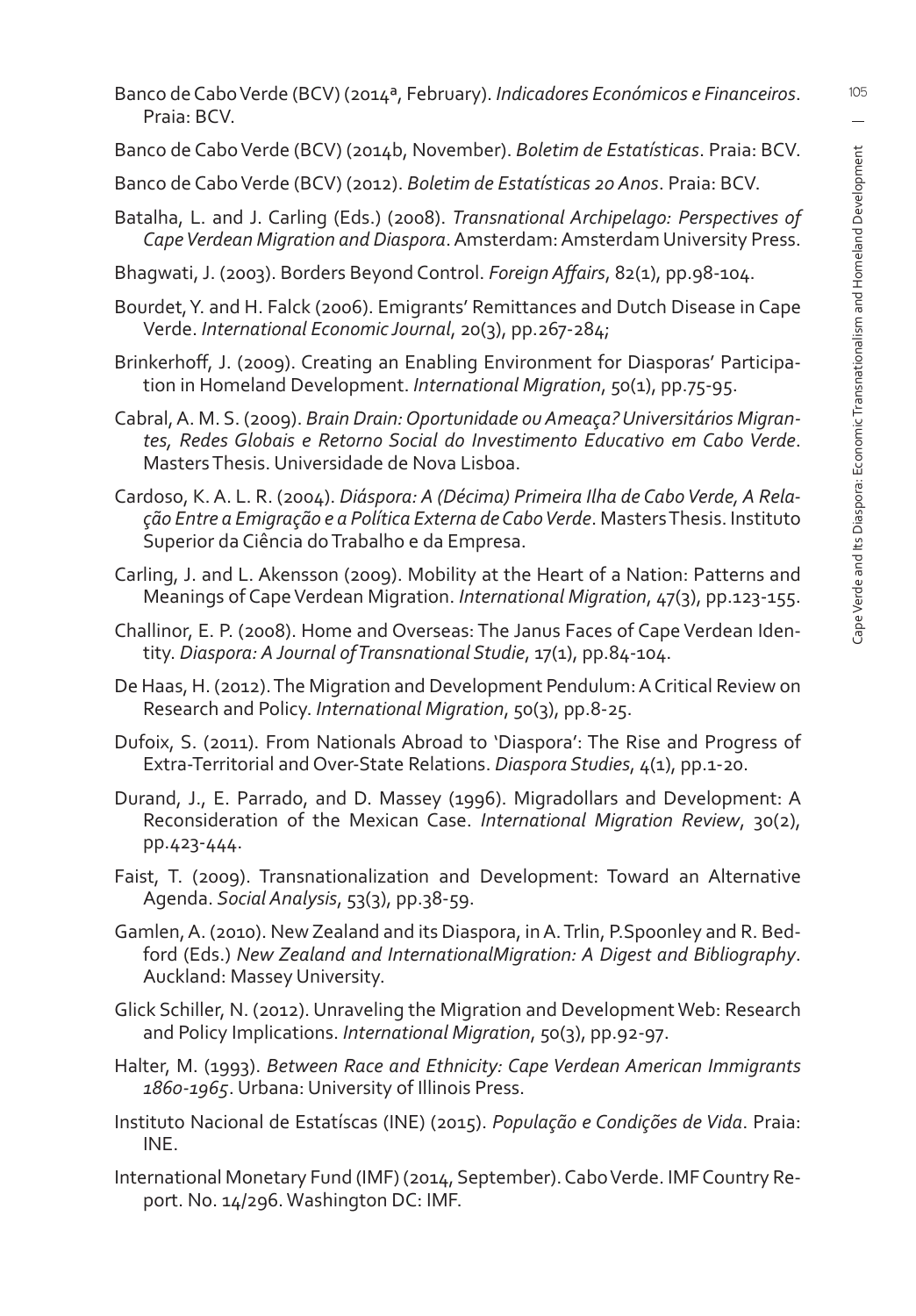Banco de Cabo Verde (BCV) (2014ª, February). *Indicadores Económicos e Financeiros*. Praia: BCV.

Banco de Cabo Verde (BCV) (2014b, November). *Boletim de Estatísticas*. Praia: BCV.

Banco de Cabo Verde (BCV) (2012). *Boletim de Estatísticas 20 Anos*. Praia: BCV.

Batalha, L. and J. Carling (Eds.) (2008). *Transnational Archipelago: Perspectives of Cape Verdean Migration and Diaspora*. Amsterdam: Amsterdam University Press.

Bhagwati, J. (2003). Borders Beyond Control. *Foreign Affairs*, 82(1), pp.98-104.

Bourdet, Y. and H. Falck (2006). Emigrants' Remittances and Dutch Disease in Cape Verde. *International Economic Journal*, 20(3), pp.267-284;

Brinkerhoff, J. (2009). Creating an Enabling Environment for Diasporas' Participation in Homeland Development. *International Migration*, 50(1), pp.75-95.

Cabral, A. M. S. (2009). *Brain Drain: Oportunidade ou Ameaça? Universitários Migrantes, Redes Globais e Retorno Social do Investimento Educativo em Cabo Verde*. Masters Thesis. Universidade de Nova Lisboa.

Cardoso, K. A. L. R. (2004). *Diáspora: A (Décima) Primeira Ilha de Cabo Verde, A Relação Entre a Emigração e a Política Externa de Cabo Verde*. Masters Thesis. Instituto Superior da Ciência do Trabalho e da Empresa.

Carling, J. and L. Akensson (2009). Mobility at the Heart of a Nation: Patterns and Meanings of Cape Verdean Migration. *International Migration*, 47(3), pp.123-155.

Challinor, E. P. (2008). Home and Overseas: The Janus Faces of Cape Verdean Identity. *Diaspora: A Journal of Transnational Studie*, 17(1), pp.84-104.

De Haas, H. (2012). The Migration and Development Pendulum: A Critical Review on Research and Policy. *International Migration*, 50(3), pp.8-25.

Dufoix, S. (2011). From Nationals Abroad to 'Diaspora': The Rise and Progress of Extra-Territorial and Over-State Relations. *Diaspora Studies*, 4(1), pp.1-20.

Durand, J., E. Parrado, and D. Massey (1996). Migradollars and Development: A Reconsideration of the Mexican Case. *International Migration Review*, 30(2), pp.423-444.

Faist, T. (2009). Transnationalization and Development: Toward an Alternative Agenda. *Social Analysis*, 53(3), pp.38-59.

Gamlen, A. (2010). New Zealand and its Diaspora, in A. Trlin, P.Spoonley and R. Bedford (Eds.) *New Zealand and InternationalMigration: A Digest and Bibliography*. Auckland: Massey University.

Glick Schiller, N. (2012). Unraveling the Migration and Development Web: Research and Policy Implications. *International Migration*, 50(3), pp.92-97.

Halter, M. (1993). *Between Race and Ethnicity: Cape Verdean American Immigrants 1860-1965*. Urbana: University of Illinois Press.

Instituto Nacional de Estatíscas (INE) (2015). *População e Condições de Vida*. Praia: INE.

International Monetary Fund (IMF) (2014, September). Cabo Verde. IMF Country Report. No. 14/296. Washington DC: IMF.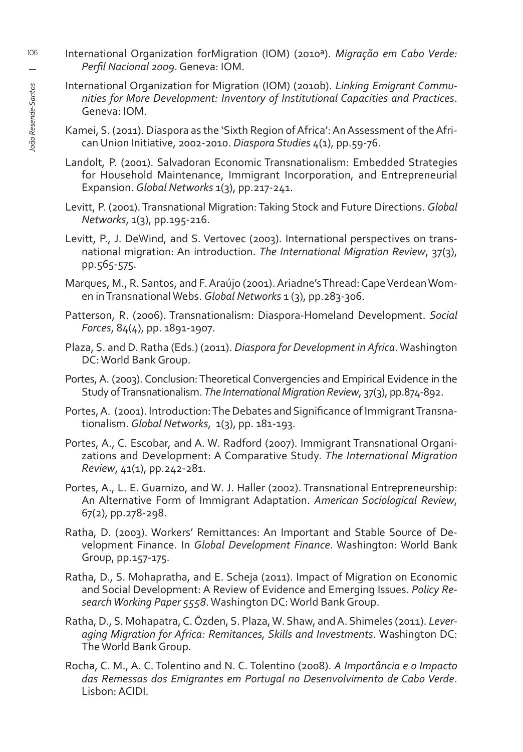International Organization forMigration (IOM) (2010ª). *Migração em Cabo Verde: Perfil Nacional 2009*. Geneva: IOM.

International Organization for Migration (IOM) (2010b). *Linking Emigrant Communities for More Development: Inventory of Institutional Capacities and Practices*. Geneva: IOM.

Kamei, S. (2011). Diaspora as the 'Sixth Region of Africa': An Assessment of the African Union Initiative, 2002-2010. *Diaspora Studies* 4(1), pp.59-76.

Landolt, P. (2001). Salvadoran Economic Transnationalism: Embedded Strategies for Household Maintenance, Immigrant Incorporation, and Entrepreneurial Expansion. *Global Networks* 1(3), pp.217-241.

Levitt, P. (2001). Transnational Migration: Taking Stock and Future Directions. *Global Networks*, 1(3), pp.195-216.

Levitt, P., J. DeWind, and S. Vertovec (2003). International perspectives on transnational migration: An introduction. *The International Migration Review*, 37(3), pp.565-575.

Marques, M., R. Santos, and F. Araújo (2001). Ariadne's Thread: Cape Verdean Women in Transnational Webs. *Global Networks* 1 (3), pp.283-306.

Patterson, R. (2006). Transnationalism: Diaspora-Homeland Development. *Social Forces*, 84(4), pp. 1891-1907.

Plaza, S. and D. Ratha (Eds.) (2011). *Diaspora for Development in Africa*. Washington DC: World Bank Group.

Portes, A. (2003). Conclusion: Theoretical Convergencies and Empirical Evidence in the Study of Transnationalism. *The International Migration Review*, 37(3), pp.874-892.

Portes, A. (2001). Introduction: The Debates and Significance of Immigrant Transnationalism. *Global Networks*, 1(3), pp. 181-193.

Portes, A., C. Escobar, and A. W. Radford (2007). Immigrant Transnational Organizations and Development: A Comparative Study. *The International Migration Review*, 41(1), pp.242-281.

Portes, A., L. E. Guarnizo, and W. J. Haller (2002). Transnational Entrepreneurship: An Alternative Form of Immigrant Adaptation. *American Sociological Review*, 67(2), pp.278-298.

Ratha, D. (2003). Workers' Remittances: An Important and Stable Source of Development Finance. In *Global Development Finance*. Washington: World Bank Group, pp.157-175.

Ratha, D., S. Mohapratha, and E. Scheja (2011). Impact of Migration on Economic and Social Development: A Review of Evidence and Emerging Issues. *Policy Research Working Paper 5558*. Washington DC: World Bank Group.

Ratha, D., S. Mohapatra, C. Özden, S. Plaza, W. Shaw, and A. Shimeles (2011). *Leveraging Migration for Africa: Remitances, Skills and Investments*. Washington DC: The World Bank Group.

Rocha, C. M., A. C. Tolentino and N. C. Tolentino (2008). *A Importância e o Impacto das Remessas dos Emigrantes em Portugal no Desenvolvimento de Cabo Verde*. Lisbon: ACIDI.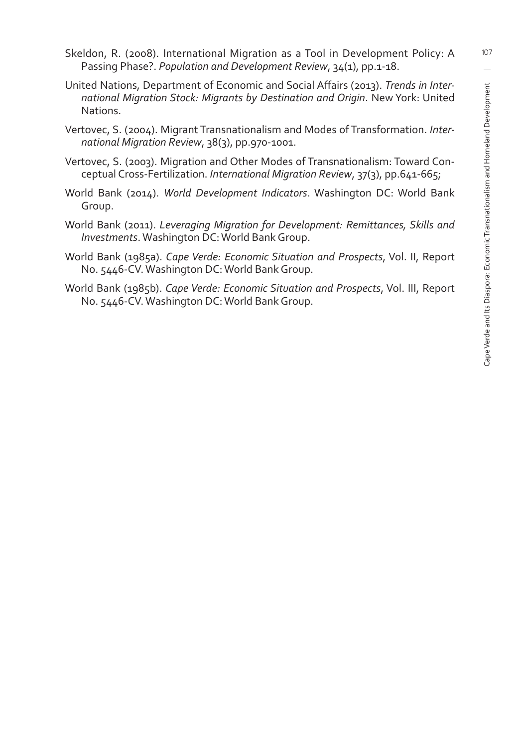Skeldon, R. (2008). International Migration as a Tool in Development Policy: A Passing Phase?. *Population and Development Review*, 34(1), pp.1-18.

United Nations, Department of Economic and Social Affairs (2013). *Trends in International Migration Stock: Migrants by Destination and Origin*. New York: United Nations.

Vertovec, S. (2004). Migrant Transnationalism and Modes of Transformation. *International Migration Review*, 38(3), pp.970-1001.

Vertovec, S. (2003). Migration and Other Modes of Transnationalism: Toward Conceptual Cross-Fertilization. *International Migration Review*, 37(3), pp.641-665;

World Bank (2014). *World Development Indicators*. Washington DC: World Bank Group.

World Bank (2011). *Leveraging Migration for Development: Remittances, Skills and Investments*. Washington DC: World Bank Group.

World Bank (1985a). *Cape Verde: Economic Situation and Prospects*, Vol. II, Report No. 5446-CV. Washington DC: World Bank Group.

World Bank (1985b). *Cape Verde: Economic Situation and Prospects*, Vol. III, Report No. 5446-CV. Washington DC: World Bank Group.